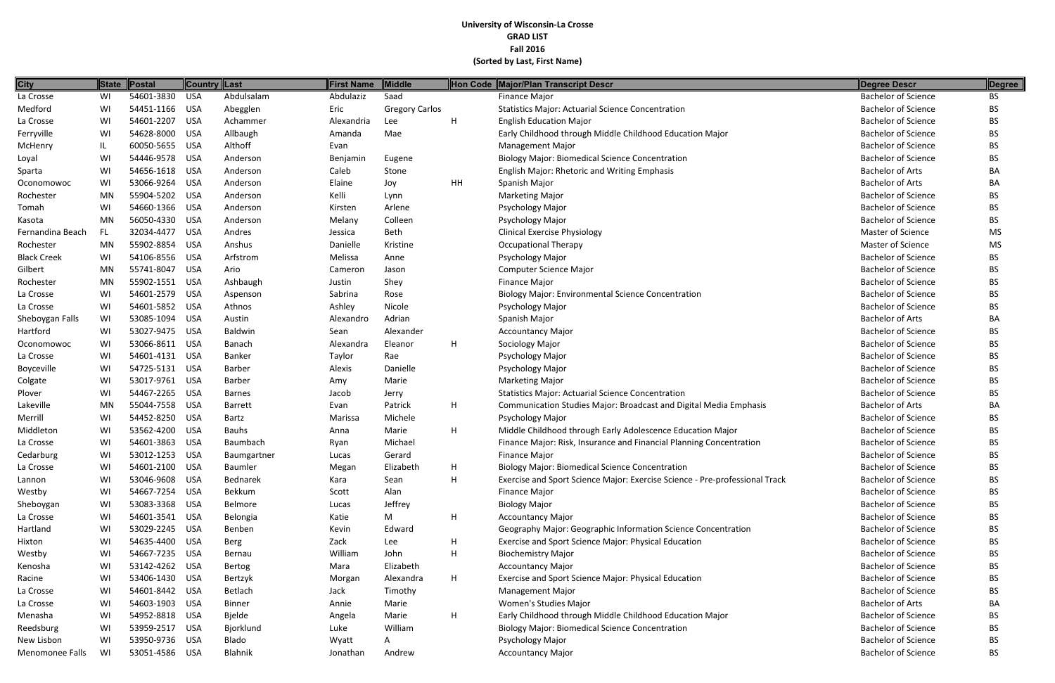**University of Wisconsin-La Crosse**
**GRAD LIST**
**Fall 2016**
**(Sorted by Last, First Name)**

| City | State | Postal | Country | Last | First Name | Middle | Hon Code | Major/Plan Transcript Descr | Degree Descr | Degree |
|---|---|---|---|---|---|---|---|---|---|---|
| La Crosse | WI | 54601-3830 | USA | Abdulsalam | Abdulaziz | Saad | | Finance Major | Bachelor of Science | BS |
| Medford | WI | 54451-1166 | USA | Abegglen | Eric | Gregory Carlos | | Statistics Major: Actuarial Science Concentration | Bachelor of Science | BS |
| La Crosse | WI | 54601-2207 | USA | Achammer | Alexandria | Lee | H | English Education Major | Bachelor of Science | BS |
| Ferryville | WI | 54628-8000 | USA | Allbaugh | Amanda | Mae | | Early Childhood through Middle Childhood Education Major | Bachelor of Science | BS |
| McHenry | IL | 60050-5655 | USA | Althoff | Evan | | | Management Major | Bachelor of Science | BS |
| Loyal | WI | 54446-9578 | USA | Anderson | Benjamin | Eugene | | Biology Major: Biomedical Science Concentration | Bachelor of Science | BS |
| Sparta | WI | 54656-1618 | USA | Anderson | Caleb | Stone | | English Major: Rhetoric and Writing Emphasis | Bachelor of Arts | BA |
| Oconomowoc | WI | 53066-9264 | USA | Anderson | Elaine | Joy | HH | Spanish Major | Bachelor of Arts | BA |
| Rochester | MN | 55904-5202 | USA | Anderson | Kelli | Lynn | | Marketing Major | Bachelor of Science | BS |
| Tomah | WI | 54660-1366 | USA | Anderson | Kirsten | Arlene | | Psychology Major | Bachelor of Science | BS |
| Kasota | MN | 56050-4330 | USA | Anderson | Melany | Colleen | | Psychology Major | Bachelor of Science | BS |
| Fernandina Beach | FL | 32034-4477 | USA | Andres | Jessica | Beth | | Clinical Exercise Physiology | Master of Science | MS |
| Rochester | MN | 55902-8854 | USA | Anshus | Danielle | Kristine | | Occupational Therapy | Master of Science | MS |
| Black Creek | WI | 54106-8556 | USA | Arfstrom | Melissa | Anne | | Psychology Major | Bachelor of Science | BS |
| Gilbert | MN | 55741-8047 | USA | Ario | Cameron | Jason | | Computer Science Major | Bachelor of Science | BS |
| Rochester | MN | 55902-1551 | USA | Ashbaugh | Justin | Shey | | Finance Major | Bachelor of Science | BS |
| La Crosse | WI | 54601-2579 | USA | Aspenson | Sabrina | Rose | | Biology Major: Environmental Science Concentration | Bachelor of Science | BS |
| La Crosse | WI | 54601-5852 | USA | Athnos | Ashley | Nicole | | Psychology Major | Bachelor of Science | BS |
| Sheboygan Falls | WI | 53085-1094 | USA | Austin | Alexandro | Adrian | | Spanish Major | Bachelor of Arts | BA |
| Hartford | WI | 53027-9475 | USA | Baldwin | Sean | Alexander | | Accountancy Major | Bachelor of Science | BS |
| Oconomowoc | WI | 53066-8611 | USA | Banach | Alexandra | Eleanor | H | Sociology Major | Bachelor of Science | BS |
| La Crosse | WI | 54601-4131 | USA | Banker | Taylor | Rae | | Psychology Major | Bachelor of Science | BS |
| Boyceville | WI | 54725-5131 | USA | Barber | Alexis | Danielle | | Psychology Major | Bachelor of Science | BS |
| Colgate | WI | 53017-9761 | USA | Barber | Amy | Marie | | Marketing Major | Bachelor of Science | BS |
| Plover | WI | 54467-2265 | USA | Barnes | Jacob | Jerry | | Statistics Major: Actuarial Science Concentration | Bachelor of Science | BS |
| Lakeville | MN | 55044-7558 | USA | Barrett | Evan | Patrick | H | Communication Studies Major: Broadcast and Digital Media Emphasis | Bachelor of Arts | BA |
| Merrill | WI | 54452-8250 | USA | Bartz | Marissa | Michele | | Psychology Major | Bachelor of Science | BS |
| Middleton | WI | 53562-4200 | USA | Bauhs | Anna | Marie | H | Middle Childhood through Early Adolescence Education Major | Bachelor of Science | BS |
| La Crosse | WI | 54601-3863 | USA | Baumbach | Ryan | Michael | | Finance Major: Risk, Insurance and Financial Planning Concentration | Bachelor of Science | BS |
| Cedarburg | WI | 53012-1253 | USA | Baumgartner | Lucas | Gerard | | Finance Major | Bachelor of Science | BS |
| La Crosse | WI | 54601-2100 | USA | Baumler | Megan | Elizabeth | H | Biology Major: Biomedical Science Concentration | Bachelor of Science | BS |
| Lannon | WI | 53046-9608 | USA | Bednarek | Kara | Sean | H | Exercise and Sport Science Major: Exercise Science - Pre-professional Track | Bachelor of Science | BS |
| Westby | WI | 54667-7254 | USA | Bekkum | Scott | Alan | | Finance Major | Bachelor of Science | BS |
| Sheboygan | WI | 53083-3368 | USA | Belmore | Lucas | Jeffrey | | Biology Major | Bachelor of Science | BS |
| La Crosse | WI | 54601-3541 | USA | Belongia | Katie | M | H | Accountancy Major | Bachelor of Science | BS |
| Hartland | WI | 53029-2245 | USA | Benben | Kevin | Edward | | Geography Major: Geographic Information Science Concentration | Bachelor of Science | BS |
| Hixton | WI | 54635-4400 | USA | Berg | Zack | Lee | H | Exercise and Sport Science Major: Physical Education | Bachelor of Science | BS |
| Westby | WI | 54667-7235 | USA | Bernau | William | John | H | Biochemistry Major | Bachelor of Science | BS |
| Kenosha | WI | 53142-4262 | USA | Bertog | Mara | Elizabeth | | Accountancy Major | Bachelor of Science | BS |
| Racine | WI | 53406-1430 | USA | Bertzyk | Morgan | Alexandra | H | Exercise and Sport Science Major: Physical Education | Bachelor of Science | BS |
| La Crosse | WI | 54601-8442 | USA | Betlach | Jack | Timothy | | Management Major | Bachelor of Science | BS |
| La Crosse | WI | 54603-1903 | USA | Binner | Annie | Marie | | Women's Studies Major | Bachelor of Arts | BA |
| Menasha | WI | 54952-8818 | USA | Bjelde | Angela | Marie | H | Early Childhood through Middle Childhood Education Major | Bachelor of Science | BS |
| Reedsburg | WI | 53959-2517 | USA | Bjorklund | Luke | William | | Biology Major: Biomedical Science Concentration | Bachelor of Science | BS |
| New Lisbon | WI | 53950-9736 | USA | Blado | Wyatt | A | | Psychology Major | Bachelor of Science | BS |
| Menomonee Falls | WI | 53051-4586 | USA | Blahnik | Jonathan | Andrew | | Accountancy Major | Bachelor of Science | BS |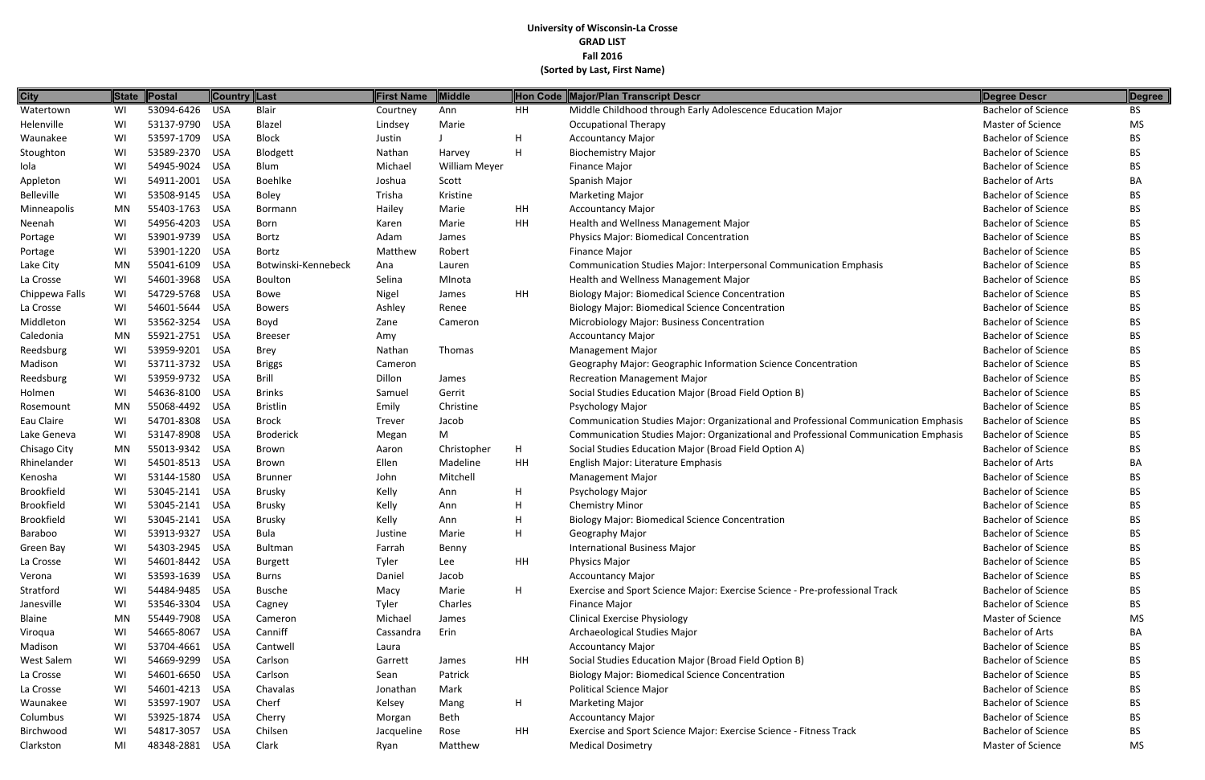**University of Wisconsin-La Crosse**
**GRAD LIST**
**Fall 2016**
**(Sorted by Last, First Name)**

| City | State | Postal | Country | Last | First Name | Middle | Hon Code | Major/Plan Transcript Descr | Degree Descr | Degree |
|---|---|---|---|---|---|---|---|---|---|---|
| Watertown | WI | 53094-6426 | USA | Blair | Courtney | Ann | HH | Middle Childhood through Early Adolescence Education Major | Bachelor of Science | BS |
| Helenville | WI | 53137-9790 | USA | Blazel | Lindsey | Marie | | Occupational Therapy | Master of Science | MS |
| Waunakee | WI | 53597-1709 | USA | Block | Justin | J | H | Accountancy Major | Bachelor of Science | BS |
| Stoughton | WI | 53589-2370 | USA | Blodgett | Nathan | Harvey | H | Biochemistry Major | Bachelor of Science | BS |
| Iola | WI | 54945-9024 | USA | Blum | Michael | William Meyer | | Finance Major | Bachelor of Science | BS |
| Appleton | WI | 54911-2001 | USA | Boehlke | Joshua | Scott | | Spanish Major | Bachelor of Arts | BA |
| Belleville | WI | 53508-9145 | USA | Boley | Trisha | Kristine | | Marketing Major | Bachelor of Science | BS |
| Minneapolis | MN | 55403-1763 | USA | Bormann | Hailey | Marie | HH | Accountancy Major | Bachelor of Science | BS |
| Neenah | WI | 54956-4203 | USA | Born | Karen | Marie | HH | Health and Wellness Management Major | Bachelor of Science | BS |
| Portage | WI | 53901-9739 | USA | Bortz | Adam | James | | Physics Major: Biomedical Concentration | Bachelor of Science | BS |
| Portage | WI | 53901-1220 | USA | Bortz | Matthew | Robert | | Finance Major | Bachelor of Science | BS |
| Lake City | MN | 55041-6109 | USA | Botwinski-Kennebeck | Ana | Lauren | | Communication Studies Major: Interpersonal Communication Emphasis | Bachelor of Science | BS |
| La Crosse | WI | 54601-3968 | USA | Boulton | Selina | MInota | | Health and Wellness Management Major | Bachelor of Science | BS |
| Chippewa Falls | WI | 54729-5768 | USA | Bowe | Nigel | James | HH | Biology Major: Biomedical Science Concentration | Bachelor of Science | BS |
| La Crosse | WI | 54601-5644 | USA | Bowers | Ashley | Renee | | Biology Major: Biomedical Science Concentration | Bachelor of Science | BS |
| Middleton | WI | 53562-3254 | USA | Boyd | Zane | Cameron | | Microbiology Major: Business Concentration | Bachelor of Science | BS |
| Caledonia | MN | 55921-2751 | USA | Breeser | Amy | | | Accountancy Major | Bachelor of Science | BS |
| Reedsburg | WI | 53959-9201 | USA | Brey | Nathan | Thomas | | Management Major | Bachelor of Science | BS |
| Madison | WI | 53711-3732 | USA | Briggs | Cameron | | | Geography Major: Geographic Information Science Concentration | Bachelor of Science | BS |
| Reedsburg | WI | 53959-9732 | USA | Brill | Dillon | James | | Recreation Management Major | Bachelor of Science | BS |
| Holmen | WI | 54636-8100 | USA | Brinks | Samuel | Gerrit | | Social Studies Education Major (Broad Field Option B) | Bachelor of Science | BS |
| Rosemount | MN | 55068-4492 | USA | Bristlin | Emily | Christine | | Psychology Major | Bachelor of Science | BS |
| Eau Claire | WI | 54701-8308 | USA | Brock | Trever | Jacob | | Communication Studies Major: Organizational and Professional Communication Emphasis | Bachelor of Science | BS |
| Lake Geneva | WI | 53147-8908 | USA | Broderick | Megan | M | | Communication Studies Major: Organizational and Professional Communication Emphasis | Bachelor of Science | BS |
| Chisago City | MN | 55013-9342 | USA | Brown | Aaron | Christopher | H | Social Studies Education Major (Broad Field Option A) | Bachelor of Science | BS |
| Rhinelander | WI | 54501-8513 | USA | Brown | Ellen | Madeline | HH | English Major: Literature Emphasis | Bachelor of Arts | BA |
| Kenosha | WI | 53144-1580 | USA | Brunner | John | Mitchell | | Management Major | Bachelor of Science | BS |
| Brookfield | WI | 53045-2141 | USA | Brusky | Kelly | Ann | H | Psychology Major | Bachelor of Science | BS |
| Brookfield | WI | 53045-2141 | USA | Brusky | Kelly | Ann | H | Chemistry Minor | Bachelor of Science | BS |
| Brookfield | WI | 53045-2141 | USA | Brusky | Kelly | Ann | H | Biology Major: Biomedical Science Concentration | Bachelor of Science | BS |
| Baraboo | WI | 53913-9327 | USA | Bula | Justine | Marie | H | Geography Major | Bachelor of Science | BS |
| Green Bay | WI | 54303-2945 | USA | Bultman | Farrah | Benny | | International Business Major | Bachelor of Science | BS |
| La Crosse | WI | 54601-8442 | USA | Burgett | Tyler | Lee | HH | Physics Major | Bachelor of Science | BS |
| Verona | WI | 53593-1639 | USA | Burns | Daniel | Jacob | | Accountancy Major | Bachelor of Science | BS |
| Stratford | WI | 54484-9485 | USA | Busche | Macy | Marie | H | Exercise and Sport Science Major: Exercise Science - Pre-professional Track | Bachelor of Science | BS |
| Janesville | WI | 53546-3304 | USA | Cagney | Tyler | Charles | | Finance Major | Bachelor of Science | BS |
| Blaine | MN | 55449-7908 | USA | Cameron | Michael | James | | Clinical Exercise Physiology | Master of Science | MS |
| Viroqua | WI | 54665-8067 | USA | Canniff | Cassandra | Erin | | Archaeological Studies Major | Bachelor of Arts | BA |
| Madison | WI | 53704-4661 | USA | Cantwell | Laura | | | Accountancy Major | Bachelor of Science | BS |
| West Salem | WI | 54669-9299 | USA | Carlson | Garrett | James | HH | Social Studies Education Major (Broad Field Option B) | Bachelor of Science | BS |
| La Crosse | WI | 54601-6650 | USA | Carlson | Sean | Patrick | | Biology Major: Biomedical Science Concentration | Bachelor of Science | BS |
| La Crosse | WI | 54601-4213 | USA | Chavalas | Jonathan | Mark | | Political Science Major | Bachelor of Science | BS |
| Waunakee | WI | 53597-1907 | USA | Cherf | Kelsey | Mang | H | Marketing Major | Bachelor of Science | BS |
| Columbus | WI | 53925-1874 | USA | Cherry | Morgan | Beth | | Accountancy Major | Bachelor of Science | BS |
| Birchwood | WI | 54817-3057 | USA | Chilsen | Jacqueline | Rose | HH | Exercise and Sport Science Major: Exercise Science - Fitness Track | Bachelor of Science | BS |
| Clarkston | MI | 48348-2881 | USA | Clark | Ryan | Matthew | | Medical Dosimetry | Master of Science | MS |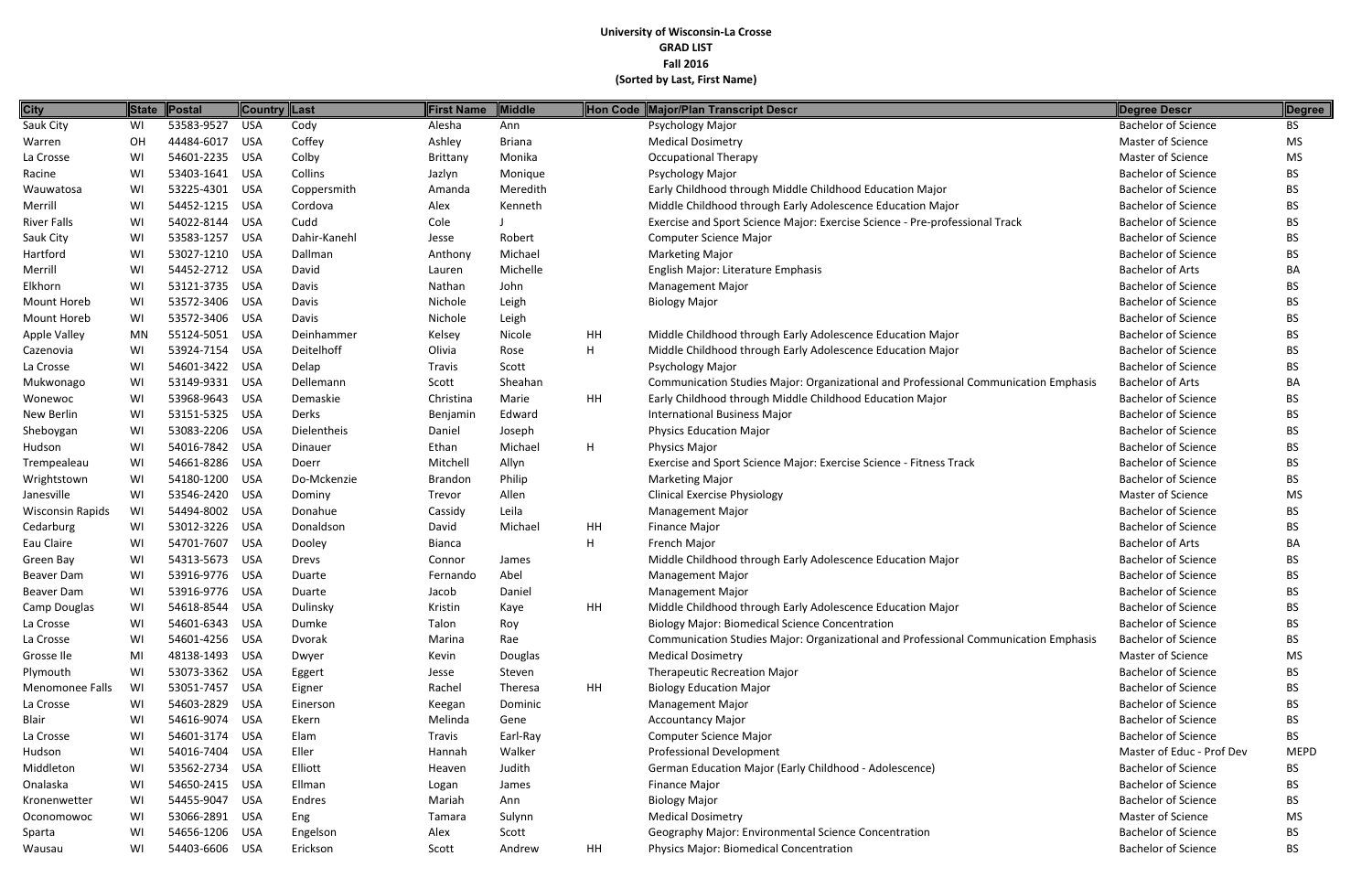**University of Wisconsin-La Crosse**
**GRAD LIST**
**Fall 2016**
**(Sorted by Last, First Name)**

| City | State | Postal | Country | Last | First Name | Middle | Hon Code | Major/Plan Transcript Descr | Degree Descr | Degree |
|---|---|---|---|---|---|---|---|---|---|---|
| Sauk City | WI | 53583-9527 | USA | Cody | Alesha | Ann | | Psychology Major | Bachelor of Science | BS |
| Warren | OH | 44484-6017 | USA | Coffey | Ashley | Briana | | Medical Dosimetry | Master of Science | MS |
| La Crosse | WI | 54601-2235 | USA | Colby | Brittany | Monika | | Occupational Therapy | Master of Science | MS |
| Racine | WI | 53403-1641 | USA | Collins | Jazlyn | Monique | | Psychology Major | Bachelor of Science | BS |
| Wauwatosa | WI | 53225-4301 | USA | Coppersmith | Amanda | Meredith | | Early Childhood through Middle Childhood Education Major | Bachelor of Science | BS |
| Merrill | WI | 54452-1215 | USA | Cordova | Alex | Kenneth | | Middle Childhood through Early Adolescence Education Major | Bachelor of Science | BS |
| River Falls | WI | 54022-8144 | USA | Cudd | Cole | J | | Exercise and Sport Science Major: Exercise Science - Pre-professional Track | Bachelor of Science | BS |
| Sauk City | WI | 53583-1257 | USA | Dahir-Kanehl | Jesse | Robert | | Computer Science Major | Bachelor of Science | BS |
| Hartford | WI | 53027-1210 | USA | Dallman | Anthony | Michael | | Marketing Major | Bachelor of Science | BS |
| Merrill | WI | 54452-2712 | USA | David | Lauren | Michelle | | English Major: Literature Emphasis | Bachelor of Arts | BA |
| Elkhorn | WI | 53121-3735 | USA | Davis | Nathan | John | | Management Major | Bachelor of Science | BS |
| Mount Horeb | WI | 53572-3406 | USA | Davis | Nichole | Leigh | | Biology Major | Bachelor of Science | BS |
| Mount Horeb | WI | 53572-3406 | USA | Davis | Nichole | Leigh | | | Bachelor of Science | BS |
| Apple Valley | MN | 55124-5051 | USA | Deinhammer | Kelsey | Nicole | HH | Middle Childhood through Early Adolescence Education Major | Bachelor of Science | BS |
| Cazenovia | WI | 53924-7154 | USA | Deitelhoff | Olivia | Rose | H | Middle Childhood through Early Adolescence Education Major | Bachelor of Science | BS |
| La Crosse | WI | 54601-3422 | USA | Delap | Travis | Scott | | Psychology Major | Bachelor of Science | BS |
| Mukwonago | WI | 53149-9331 | USA | Dellemann | Scott | Sheahan | | Communication Studies Major: Organizational and Professional Communication Emphasis | Bachelor of Arts | BA |
| Wonewoc | WI | 53968-9643 | USA | Demaskie | Christina | Marie | HH | Early Childhood through Middle Childhood Education Major | Bachelor of Science | BS |
| New Berlin | WI | 53151-5325 | USA | Derks | Benjamin | Edward | | International Business Major | Bachelor of Science | BS |
| Sheboygan | WI | 53083-2206 | USA | Dielentheis | Daniel | Joseph | | Physics Education Major | Bachelor of Science | BS |
| Hudson | WI | 54016-7842 | USA | Dinauer | Ethan | Michael | H | Physics Major | Bachelor of Science | BS |
| Trempealeau | WI | 54661-8286 | USA | Doerr | Mitchell | Allyn | | Exercise and Sport Science Major: Exercise Science - Fitness Track | Bachelor of Science | BS |
| Wrightstown | WI | 54180-1200 | USA | Do-Mckenzie | Brandon | Philip | | Marketing Major | Bachelor of Science | BS |
| Janesville | WI | 53546-2420 | USA | Dominy | Trevor | Allen | | Clinical Exercise Physiology | Master of Science | MS |
| Wisconsin Rapids | WI | 54494-8002 | USA | Donahue | Cassidy | Leila | | Management Major | Bachelor of Science | BS |
| Cedarburg | WI | 53012-3226 | USA | Donaldson | David | Michael | HH | Finance Major | Bachelor of Science | BS |
| Eau Claire | WI | 54701-7607 | USA | Dooley | Bianca | | H | French Major | Bachelor of Arts | BA |
| Green Bay | WI | 54313-5673 | USA | Drevs | Connor | James | | Middle Childhood through Early Adolescence Education Major | Bachelor of Science | BS |
| Beaver Dam | WI | 53916-9776 | USA | Duarte | Fernando | Abel | | Management Major | Bachelor of Science | BS |
| Beaver Dam | WI | 53916-9776 | USA | Duarte | Jacob | Daniel | | Management Major | Bachelor of Science | BS |
| Camp Douglas | WI | 54618-8544 | USA | Dulinsky | Kristin | Kaye | HH | Middle Childhood through Early Adolescence Education Major | Bachelor of Science | BS |
| La Crosse | WI | 54601-6343 | USA | Dumke | Talon | Roy | | Biology Major: Biomedical Science Concentration | Bachelor of Science | BS |
| La Crosse | WI | 54601-4256 | USA | Dvorak | Marina | Rae | | Communication Studies Major: Organizational and Professional Communication Emphasis | Bachelor of Science | BS |
| Grosse Ile | MI | 48138-1493 | USA | Dwyer | Kevin | Douglas | | Medical Dosimetry | Master of Science | MS |
| Plymouth | WI | 53073-3362 | USA | Eggert | Jesse | Steven | | Therapeutic Recreation Major | Bachelor of Science | BS |
| Menomonee Falls | WI | 53051-7457 | USA | Eigner | Rachel | Theresa | HH | Biology Education Major | Bachelor of Science | BS |
| La Crosse | WI | 54603-2829 | USA | Einerson | Keegan | Dominic | | Management Major | Bachelor of Science | BS |
| Blair | WI | 54616-9074 | USA | Ekern | Melinda | Gene | | Accountancy Major | Bachelor of Science | BS |
| La Crosse | WI | 54601-3174 | USA | Elam | Travis | Earl-Ray | | Computer Science Major | Bachelor of Science | BS |
| Hudson | WI | 54016-7404 | USA | Eller | Hannah | Walker | | Professional Development | Master of Educ - Prof Dev | MEPD |
| Middleton | WI | 53562-2734 | USA | Elliott | Heaven | Judith | | German Education Major (Early Childhood - Adolescence) | Bachelor of Science | BS |
| Onalaska | WI | 54650-2415 | USA | Ellman | Logan | James | | Finance Major | Bachelor of Science | BS |
| Kronenwetter | WI | 54455-9047 | USA | Endres | Mariah | Ann | | Biology Major | Bachelor of Science | BS |
| Oconomowoc | WI | 53066-2891 | USA | Eng | Tamara | Sulynn | | Medical Dosimetry | Master of Science | MS |
| Sparta | WI | 54656-1206 | USA | Engelson | Alex | Scott | | Geography Major: Environmental Science Concentration | Bachelor of Science | BS |
| Wausau | WI | 54403-6606 | USA | Erickson | Scott | Andrew | HH | Physics Major: Biomedical Concentration | Bachelor of Science | BS |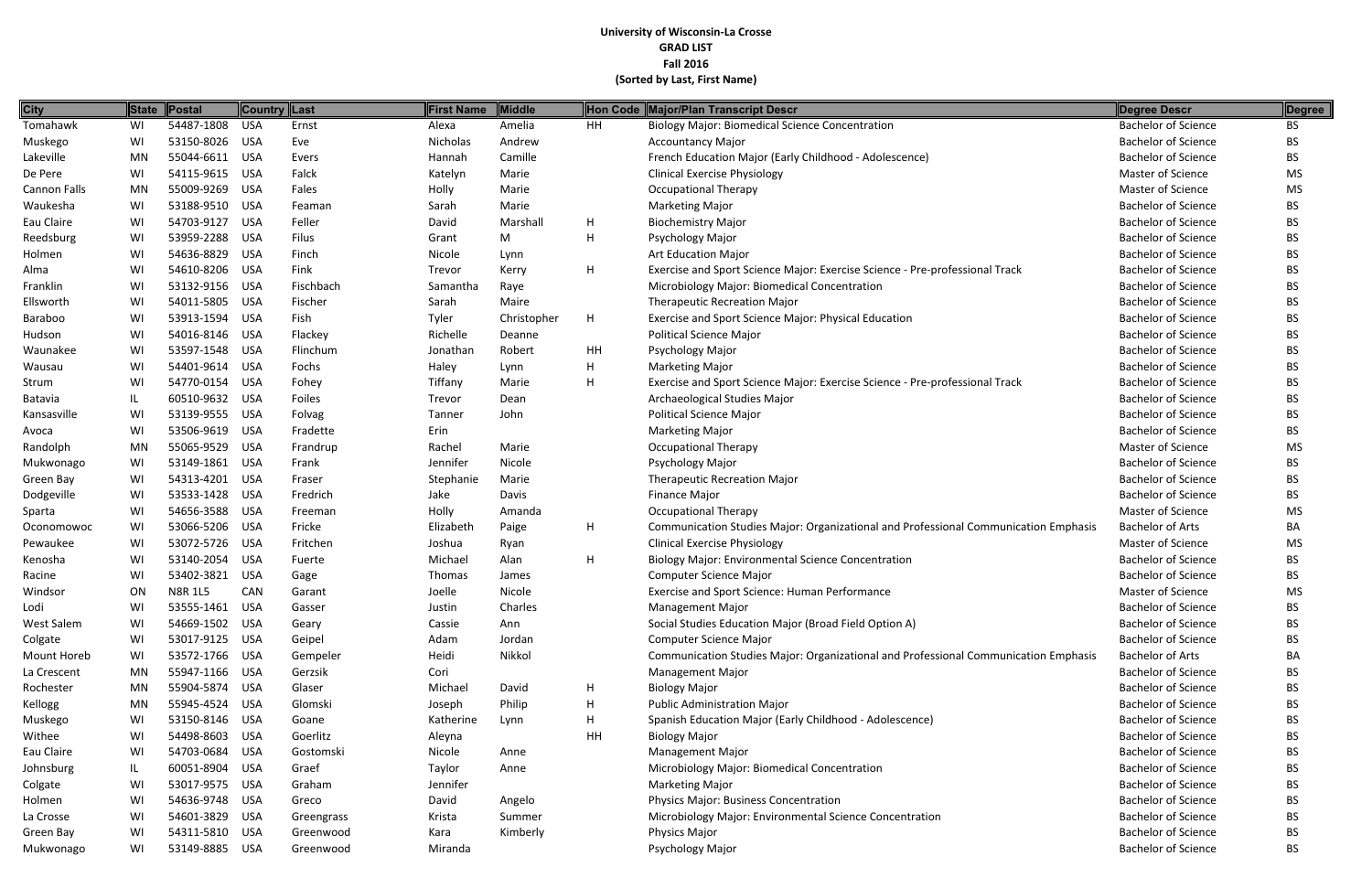**University of Wisconsin-La Crosse**
**GRAD LIST**
**Fall 2016**
**(Sorted by Last, First Name)**

| City | State | Postal | Country | Last | First Name | Middle | Hon Code | Major/Plan Transcript Descr | Degree Descr | Degree |
|---|---|---|---|---|---|---|---|---|---|---|
| Tomahawk | WI | 54487-1808 | USA | Ernst | Alexa | Amelia | HH | Biology Major: Biomedical Science Concentration | Bachelor of Science | BS |
| Muskego | WI | 53150-8026 | USA | Eve | Nicholas | Andrew | | Accountancy Major | Bachelor of Science | BS |
| Lakeville | MN | 55044-6611 | USA | Evers | Hannah | Camille | | French Education Major (Early Childhood - Adolescence) | Bachelor of Science | BS |
| De Pere | WI | 54115-9615 | USA | Falck | Katelyn | Marie | | Clinical Exercise Physiology | Master of Science | MS |
| Cannon Falls | MN | 55009-9269 | USA | Fales | Holly | Marie | | Occupational Therapy | Master of Science | MS |
| Waukesha | WI | 53188-9510 | USA | Feaman | Sarah | Marie | | Marketing Major | Bachelor of Science | BS |
| Eau Claire | WI | 54703-9127 | USA | Feller | David | Marshall | H | Biochemistry Major | Bachelor of Science | BS |
| Reedsburg | WI | 53959-2288 | USA | Filus | Grant | M | H | Psychology Major | Bachelor of Science | BS |
| Holmen | WI | 54636-8829 | USA | Finch | Nicole | Lynn | | Art Education Major | Bachelor of Science | BS |
| Alma | WI | 54610-8206 | USA | Fink | Trevor | Kerry | H | Exercise and Sport Science Major: Exercise Science - Pre-professional Track | Bachelor of Science | BS |
| Franklin | WI | 53132-9156 | USA | Fischbach | Samantha | Raye | | Microbiology Major: Biomedical Concentration | Bachelor of Science | BS |
| Ellsworth | WI | 54011-5805 | USA | Fischer | Sarah | Maire | | Therapeutic Recreation Major | Bachelor of Science | BS |
| Baraboo | WI | 53913-1594 | USA | Fish | Tyler | Christopher | H | Exercise and Sport Science Major: Physical Education | Bachelor of Science | BS |
| Hudson | WI | 54016-8146 | USA | Flackey | Richelle | Deanne | | Political Science Major | Bachelor of Science | BS |
| Waunakee | WI | 53597-1548 | USA | Flinchum | Jonathan | Robert | HH | Psychology Major | Bachelor of Science | BS |
| Wausau | WI | 54401-9614 | USA | Fochs | Haley | Lynn | H | Marketing Major | Bachelor of Science | BS |
| Strum | WI | 54770-0154 | USA | Fohey | Tiffany | Marie | H | Exercise and Sport Science Major: Exercise Science - Pre-professional Track | Bachelor of Science | BS |
| Batavia | IL | 60510-9632 | USA | Foiles | Trevor | Dean | | Archaeological Studies Major | Bachelor of Science | BS |
| Kansasville | WI | 53139-9555 | USA | Folvag | Tanner | John | | Political Science Major | Bachelor of Science | BS |
| Avoca | WI | 53506-9619 | USA | Fradette | Erin | | | Marketing Major | Bachelor of Science | BS |
| Randolph | MN | 55065-9529 | USA | Frandrup | Rachel | Marie | | Occupational Therapy | Master of Science | MS |
| Mukwonago | WI | 53149-1861 | USA | Frank | Jennifer | Nicole | | Psychology Major | Bachelor of Science | BS |
| Green Bay | WI | 54313-4201 | USA | Fraser | Stephanie | Marie | | Therapeutic Recreation Major | Bachelor of Science | BS |
| Dodgeville | WI | 53533-1428 | USA | Fredrich | Jake | Davis | | Finance Major | Bachelor of Science | BS |
| Sparta | WI | 54656-3588 | USA | Freeman | Holly | Amanda | | Occupational Therapy | Master of Science | MS |
| Oconomowoc | WI | 53066-5206 | USA | Fricke | Elizabeth | Paige | H | Communication Studies Major: Organizational and Professional Communication Emphasis | Bachelor of Arts | BA |
| Pewaukee | WI | 53072-5726 | USA | Fritchen | Joshua | Ryan | | Clinical Exercise Physiology | Master of Science | MS |
| Kenosha | WI | 53140-2054 | USA | Fuerte | Michael | Alan | H | Biology Major: Environmental Science Concentration | Bachelor of Science | BS |
| Racine | WI | 53402-3821 | USA | Gage | Thomas | James | | Computer Science Major | Bachelor of Science | BS |
| Windsor | ON | N8R 1L5 | CAN | Garant | Joelle | Nicole | | Exercise and Sport Science: Human Performance | Master of Science | MS |
| Lodi | WI | 53555-1461 | USA | Gasser | Justin | Charles | | Management Major | Bachelor of Science | BS |
| West Salem | WI | 54669-1502 | USA | Geary | Cassie | Ann | | Social Studies Education Major (Broad Field Option A) | Bachelor of Science | BS |
| Colgate | WI | 53017-9125 | USA | Geipel | Adam | Jordan | | Computer Science Major | Bachelor of Science | BS |
| Mount Horeb | WI | 53572-1766 | USA | Gempeler | Heidi | Nikkol | | Communication Studies Major: Organizational and Professional Communication Emphasis | Bachelor of Arts | BA |
| La Crescent | MN | 55947-1166 | USA | Gerzsik | Cori | | | Management Major | Bachelor of Science | BS |
| Rochester | MN | 55904-5874 | USA | Glaser | Michael | David | H | Biology Major | Bachelor of Science | BS |
| Kellogg | MN | 55945-4524 | USA | Glomski | Joseph | Philip | H | Public Administration Major | Bachelor of Science | BS |
| Muskego | WI | 53150-8146 | USA | Goane | Katherine | Lynn | H | Spanish Education Major (Early Childhood - Adolescence) | Bachelor of Science | BS |
| Withee | WI | 54498-8603 | USA | Goerlitz | Aleyna | | HH | Biology Major | Bachelor of Science | BS |
| Eau Claire | WI | 54703-0684 | USA | Gostomski | Nicole | Anne | | Management Major | Bachelor of Science | BS |
| Johnsburg | IL | 60051-8904 | USA | Graef | Taylor | Anne | | Microbiology Major: Biomedical Concentration | Bachelor of Science | BS |
| Colgate | WI | 53017-9575 | USA | Graham | Jennifer | | | Marketing Major | Bachelor of Science | BS |
| Holmen | WI | 54636-9748 | USA | Greco | David | Angelo | | Physics Major: Business Concentration | Bachelor of Science | BS |
| La Crosse | WI | 54601-3829 | USA | Greengrass | Krista | Summer | | Microbiology Major: Environmental Science Concentration | Bachelor of Science | BS |
| Green Bay | WI | 54311-5810 | USA | Greenwood | Kara | Kimberly | | Physics Major | Bachelor of Science | BS |
| Mukwonago | WI | 53149-8885 | USA | Greenwood | Miranda | | | Psychology Major | Bachelor of Science | BS |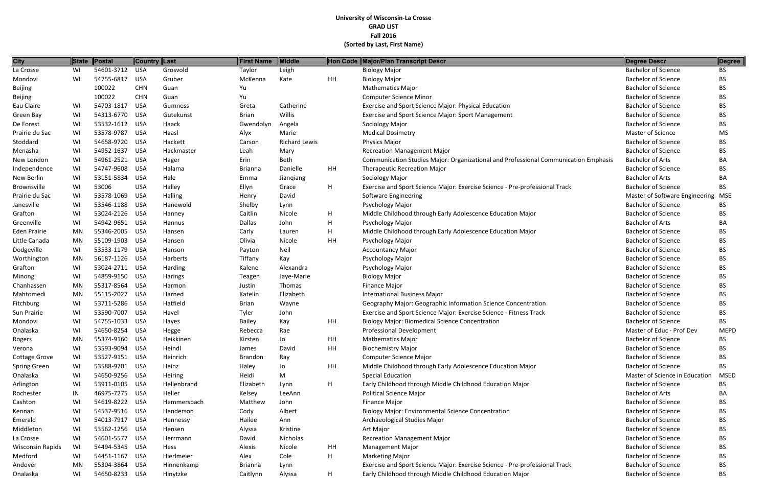**University of Wisconsin-La Crosse**
**GRAD LIST**
**Fall 2016**
**(Sorted by Last, First Name)**

| City | State | Postal | Country | Last | First Name | Middle | Hon Code | Major/Plan Transcript Descr | Degree Descr | Degree |
|---|---|---|---|---|---|---|---|---|---|---|
| La Crosse | WI | 54601-3712 | USA | Grosvold | Taylor | Leigh | | Biology Major | Bachelor of Science | BS |
| Mondovi | WI | 54755-6817 | USA | Gruber | McKenna | Kate | HH | Biology Major | Bachelor of Science | BS |
| Beijing | | 100022 | CHN | Guan | Yu | | | Mathematics Major | Bachelor of Science | BS |
| Beijing | | 100022 | CHN | Guan | Yu | | | Computer Science Minor | Bachelor of Science | BS |
| Eau Claire | WI | 54703-1817 | USA | Gumness | Greta | Catherine | | Exercise and Sport Science Major: Physical Education | Bachelor of Science | BS |
| Green Bay | WI | 54313-6770 | USA | Gutekunst | Brian | Willis | | Exercise and Sport Science Major: Sport Management | Bachelor of Science | BS |
| De Forest | WI | 53532-1612 | USA | Haack | Gwendolyn | Angela | | Sociology Major | Bachelor of Science | BS |
| Prairie du Sac | WI | 53578-9787 | USA | Haasl | Alyx | Marie | | Medical Dosimetry | Master of Science | MS |
| Stoddard | WI | 54658-9720 | USA | Hackett | Carson | Richard Lewis | | Physics Major | Bachelor of Science | BS |
| Menasha | WI | 54952-1637 | USA | Hackmaster | Leah | Mary | | Recreation Management Major | Bachelor of Science | BS |
| New London | WI | 54961-2521 | USA | Hager | Erin | Beth | | Communication Studies Major: Organizational and Professional Communication Emphasis | Bachelor of Arts | BA |
| Independence | WI | 54747-9608 | USA | Halama | Brianna | Danielle | HH | Therapeutic Recreation Major | Bachelor of Science | BS |
| New Berlin | WI | 53151-5834 | USA | Hale | Emma | Jianqiang | | Sociology Major | Bachelor of Arts | BA |
| Brownsville | WI | 53006 | USA | Halley | Ellyn | Grace | H | Exercise and Sport Science Major: Exercise Science - Pre-professional Track | Bachelor of Science | BS |
| Prairie du Sac | WI | 53578-1069 | USA | Halling | Henry | David | | Software Engineering | Master of Software Engineering | MSE |
| Janesville | WI | 53546-1188 | USA | Hanewold | Shelby | Lynn | | Psychology Major | Bachelor of Science | BS |
| Grafton | WI | 53024-2126 | USA | Hanney | Caitlin | Nicole | H | Middle Childhood through Early Adolescence Education Major | Bachelor of Science | BS |
| Greenville | WI | 54942-9651 | USA | Hannus | Dallas | John | H | Psychology Major | Bachelor of Arts | BA |
| Eden Prairie | MN | 55346-2005 | USA | Hansen | Carly | Lauren | H | Middle Childhood through Early Adolescence Education Major | Bachelor of Science | BS |
| Little Canada | MN | 55109-1903 | USA | Hansen | Olivia | Nicole | HH | Psychology Major | Bachelor of Science | BS |
| Dodgeville | WI | 53533-1179 | USA | Hanson | Payton | Neil | | Accountancy Major | Bachelor of Science | BS |
| Worthington | MN | 56187-1126 | USA | Harberts | Tiffany | Kay | | Psychology Major | Bachelor of Science | BS |
| Grafton | WI | 53024-2711 | USA | Harding | Kalene | Alexandra | | Psychology Major | Bachelor of Science | BS |
| Minong | WI | 54859-9150 | USA | Harings | Teagen | Jaye-Marie | | Biology Major | Bachelor of Science | BS |
| Chanhassen | MN | 55317-8564 | USA | Harmon | Justin | Thomas | | Finance Major | Bachelor of Science | BS |
| Mahtomedi | MN | 55115-2027 | USA | Harned | Katelin | Elizabeth | | International Business Major | Bachelor of Science | BS |
| Fitchburg | WI | 53711-5286 | USA | Hatfield | Brian | Wayne | | Geography Major: Geographic Information Science Concentration | Bachelor of Science | BS |
| Sun Prairie | WI | 53590-7007 | USA | Havel | Tyler | John | | Exercise and Sport Science Major: Exercise Science - Fitness Track | Bachelor of Science | BS |
| Mondovi | WI | 54755-1033 | USA | Hayes | Bailey | Kay | HH | Biology Major: Biomedical Science Concentration | Bachelor of Science | BS |
| Onalaska | WI | 54650-8254 | USA | Hegge | Rebecca | Rae | | Professional Development | Master of Educ - Prof Dev | MEPD |
| Rogers | MN | 55374-9160 | USA | Heikkinen | Kirsten | Jo | HH | Mathematics Major | Bachelor of Science | BS |
| Verona | WI | 53593-9094 | USA | Heindl | James | David | HH | Biochemistry Major | Bachelor of Science | BS |
| Cottage Grove | WI | 53527-9151 | USA | Heinrich | Brandon | Ray | | Computer Science Major | Bachelor of Science | BS |
| Spring Green | WI | 53588-9701 | USA | Heinz | Haley | Jo | HH | Middle Childhood through Early Adolescence Education Major | Bachelor of Science | BS |
| Onalaska | WI | 54650-9256 | USA | Heiring | Heidi | M | | Special Education | Master of Science in Education | MSED |
| Arlington | WI | 53911-0105 | USA | Hellenbrand | Elizabeth | Lynn | H | Early Childhood through Middle Childhood Education Major | Bachelor of Science | BS |
| Rochester | IN | 46975-7275 | USA | Heller | Kelsey | LeeAnn | | Political Science Major | Bachelor of Arts | BA |
| Cashton | WI | 54619-8222 | USA | Hemmersbach | Matthew | John | | Finance Major | Bachelor of Science | BS |
| Kennan | WI | 54537-9516 | USA | Henderson | Cody | Albert | | Biology Major: Environmental Science Concentration | Bachelor of Science | BS |
| Emerald | WI | 54013-7917 | USA | Hennessy | Hailee | Ann | | Archaeological Studies Major | Bachelor of Science | BS |
| Middleton | WI | 53562-1256 | USA | Hensen | Alyssa | Kristine | | Art Major | Bachelor of Science | BS |
| La Crosse | WI | 54601-5577 | USA | Herrmann | David | Nicholas | | Recreation Management Major | Bachelor of Science | BS |
| Wisconsin Rapids | WI | 54494-5345 | USA | Hess | Alexis | Nicole | HH | Management Major | Bachelor of Science | BS |
| Medford | WI | 54451-1167 | USA | Hierlmeier | Alex | Cole | H | Marketing Major | Bachelor of Science | BS |
| Andover | MN | 55304-3864 | USA | Hinnenkamp | Brianna | Lynn | | Exercise and Sport Science Major: Exercise Science - Pre-professional Track | Bachelor of Science | BS |
| Onalaska | WI | 54650-8233 | USA | Hinytzke | Caitlynn | Alyssa | H | Early Childhood through Middle Childhood Education Major | Bachelor of Science | BS |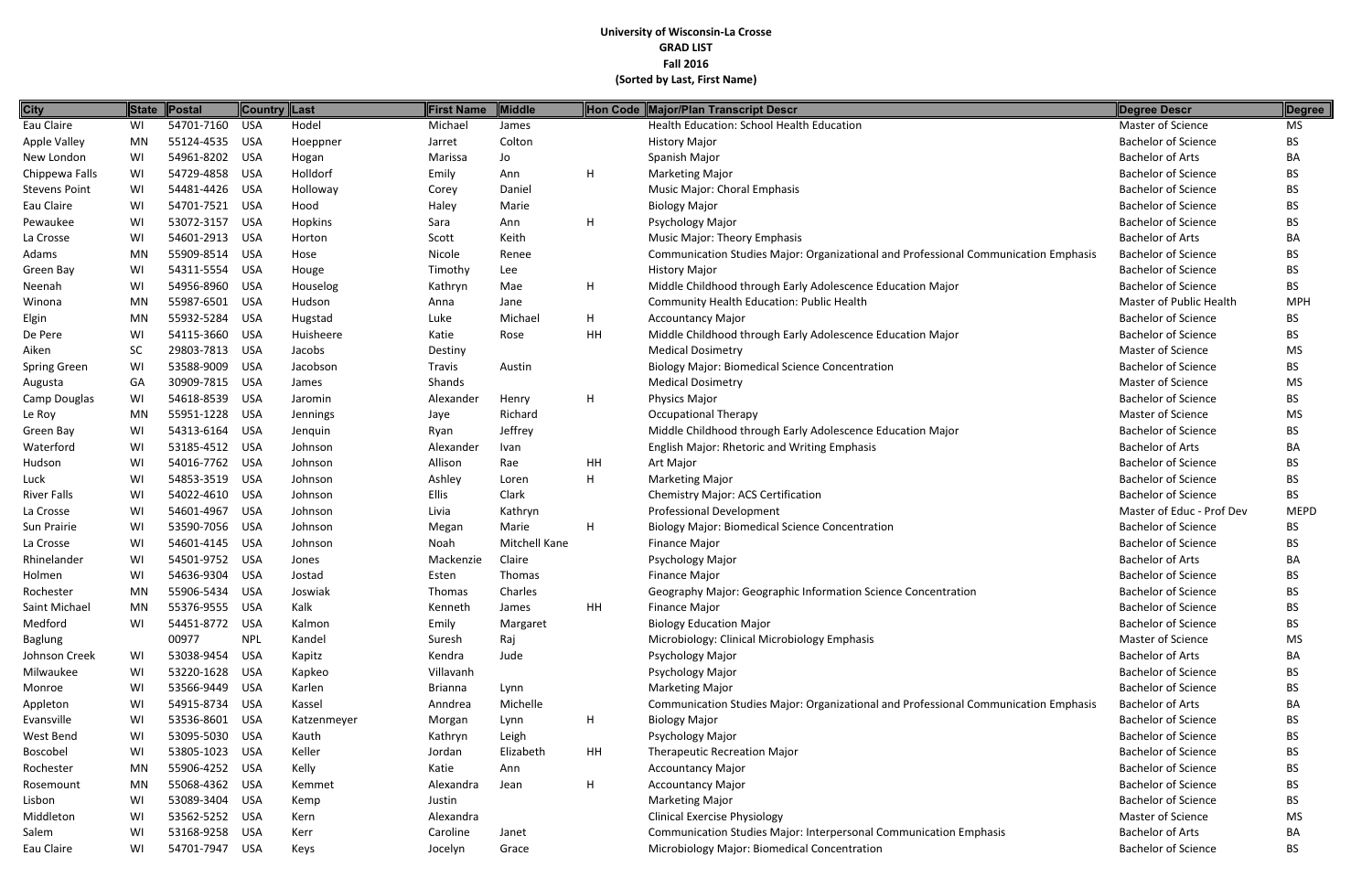**University of Wisconsin-La Crosse**
**GRAD LIST**
**Fall 2016**
**(Sorted by Last, First Name)**

| City | State | Postal | Country | Last | First Name | Middle | Hon Code | Major/Plan Transcript Descr | Degree Descr | Degree |
|---|---|---|---|---|---|---|---|---|---|---|
| Eau Claire | WI | 54701-7160 | USA | Hodel | Michael | James | | Health Education: School Health Education | Master of Science | MS |
| Apple Valley | MN | 55124-4535 | USA | Hoeppner | Jarret | Colton | | History Major | Bachelor of Science | BS |
| New London | WI | 54961-8202 | USA | Hogan | Marissa | Jo | | Spanish Major | Bachelor of Arts | BA |
| Chippewa Falls | WI | 54729-4858 | USA | Holldorf | Emily | Ann | H | Marketing Major | Bachelor of Science | BS |
| Stevens Point | WI | 54481-4426 | USA | Holloway | Corey | Daniel | | Music Major: Choral Emphasis | Bachelor of Science | BS |
| Eau Claire | WI | 54701-7521 | USA | Hood | Haley | Marie | | Biology Major | Bachelor of Science | BS |
| Pewaukee | WI | 53072-3157 | USA | Hopkins | Sara | Ann | H | Psychology Major | Bachelor of Science | BS |
| La Crosse | WI | 54601-2913 | USA | Horton | Scott | Keith | | Music Major: Theory Emphasis | Bachelor of Arts | BA |
| Adams | MN | 55909-8514 | USA | Hose | Nicole | Renee | | Communication Studies Major: Organizational and Professional Communication Emphasis | Bachelor of Science | BS |
| Green Bay | WI | 54311-5554 | USA | Houge | Timothy | Lee | | History Major | Bachelor of Science | BS |
| Neenah | WI | 54956-8960 | USA | Houselog | Kathryn | Mae | H | Middle Childhood through Early Adolescence Education Major | Bachelor of Science | BS |
| Winona | MN | 55987-6501 | USA | Hudson | Anna | Jane | | Community Health Education: Public Health | Master of Public Health | MPH |
| Elgin | MN | 55932-5284 | USA | Hugstad | Luke | Michael | H | Accountancy Major | Bachelor of Science | BS |
| De Pere | WI | 54115-3660 | USA | Huisheere | Katie | Rose | HH | Middle Childhood through Early Adolescence Education Major | Bachelor of Science | BS |
| Aiken | SC | 29803-7813 | USA | Jacobs | Destiny | | | Medical Dosimetry | Master of Science | MS |
| Spring Green | WI | 53588-9009 | USA | Jacobson | Travis | Austin | | Biology Major: Biomedical Science Concentration | Bachelor of Science | BS |
| Augusta | GA | 30909-7815 | USA | James | Shands | | | Medical Dosimetry | Master of Science | MS |
| Camp Douglas | WI | 54618-8539 | USA | Jaromin | Alexander | Henry | H | Physics Major | Bachelor of Science | BS |
| Le Roy | MN | 55951-1228 | USA | Jennings | Jaye | Richard | | Occupational Therapy | Master of Science | MS |
| Green Bay | WI | 54313-6164 | USA | Jenquin | Ryan | Jeffrey | | Middle Childhood through Early Adolescence Education Major | Bachelor of Science | BS |
| Waterford | WI | 53185-4512 | USA | Johnson | Alexander | Ivan | | English Major: Rhetoric and Writing Emphasis | Bachelor of Arts | BA |
| Hudson | WI | 54016-7762 | USA | Johnson | Allison | Rae | HH | Art Major | Bachelor of Science | BS |
| Luck | WI | 54853-3519 | USA | Johnson | Ashley | Loren | H | Marketing Major | Bachelor of Science | BS |
| River Falls | WI | 54022-4610 | USA | Johnson | Ellis | Clark | | Chemistry Major: ACS Certification | Bachelor of Science | BS |
| La Crosse | WI | 54601-4967 | USA | Johnson | Livia | Kathryn | | Professional Development | Master of Educ - Prof Dev | MEPD |
| Sun Prairie | WI | 53590-7056 | USA | Johnson | Megan | Marie | H | Biology Major: Biomedical Science Concentration | Bachelor of Science | BS |
| La Crosse | WI | 54601-4145 | USA | Johnson | Noah | Mitchell Kane | | Finance Major | Bachelor of Science | BS |
| Rhinelander | WI | 54501-9752 | USA | Jones | Mackenzie | Claire | | Psychology Major | Bachelor of Arts | BA |
| Holmen | WI | 54636-9304 | USA | Jostad | Esten | Thomas | | Finance Major | Bachelor of Science | BS |
| Rochester | MN | 55906-5434 | USA | Joswiak | Thomas | Charles | | Geography Major: Geographic Information Science Concentration | Bachelor of Science | BS |
| Saint Michael | MN | 55376-9555 | USA | Kalk | Kenneth | James | HH | Finance Major | Bachelor of Science | BS |
| Medford | WI | 54451-8772 | USA | Kalmon | Emily | Margaret | | Biology Education Major | Bachelor of Science | BS |
| Baglung | | 00977 | NPL | Kandel | Suresh | Raj | | Microbiology: Clinical Microbiology Emphasis | Master of Science | MS |
| Johnson Creek | WI | 53038-9454 | USA | Kapitz | Kendra | Jude | | Psychology Major | Bachelor of Arts | BA |
| Milwaukee | WI | 53220-1628 | USA | Kapkeo | Villavanh | | | Psychology Major | Bachelor of Science | BS |
| Monroe | WI | 53566-9449 | USA | Karlen | Brianna | Lynn | | Marketing Major | Bachelor of Science | BS |
| Appleton | WI | 54915-8734 | USA | Kassel | Anndrea | Michelle | | Communication Studies Major: Organizational and Professional Communication Emphasis | Bachelor of Arts | BA |
| Evansville | WI | 53536-8601 | USA | Katzenmeyer | Morgan | Lynn | H | Biology Major | Bachelor of Science | BS |
| West Bend | WI | 53095-5030 | USA | Kauth | Kathryn | Leigh | | Psychology Major | Bachelor of Science | BS |
| Boscobel | WI | 53805-1023 | USA | Keller | Jordan | Elizabeth | HH | Therapeutic Recreation Major | Bachelor of Science | BS |
| Rochester | MN | 55906-4252 | USA | Kelly | Katie | Ann | | Accountancy Major | Bachelor of Science | BS |
| Rosemount | MN | 55068-4362 | USA | Kemmet | Alexandra | Jean | H | Accountancy Major | Bachelor of Science | BS |
| Lisbon | WI | 53089-3404 | USA | Kemp | Justin | | | Marketing Major | Bachelor of Science | BS |
| Middleton | WI | 53562-5252 | USA | Kern | Alexandra | | | Clinical Exercise Physiology | Master of Science | MS |
| Salem | WI | 53168-9258 | USA | Kerr | Caroline | Janet | | Communication Studies Major: Interpersonal Communication Emphasis | Bachelor of Arts | BA |
| Eau Claire | WI | 54701-7947 | USA | Keys | Jocelyn | Grace | | Microbiology Major: Biomedical Concentration | Bachelor of Science | BS |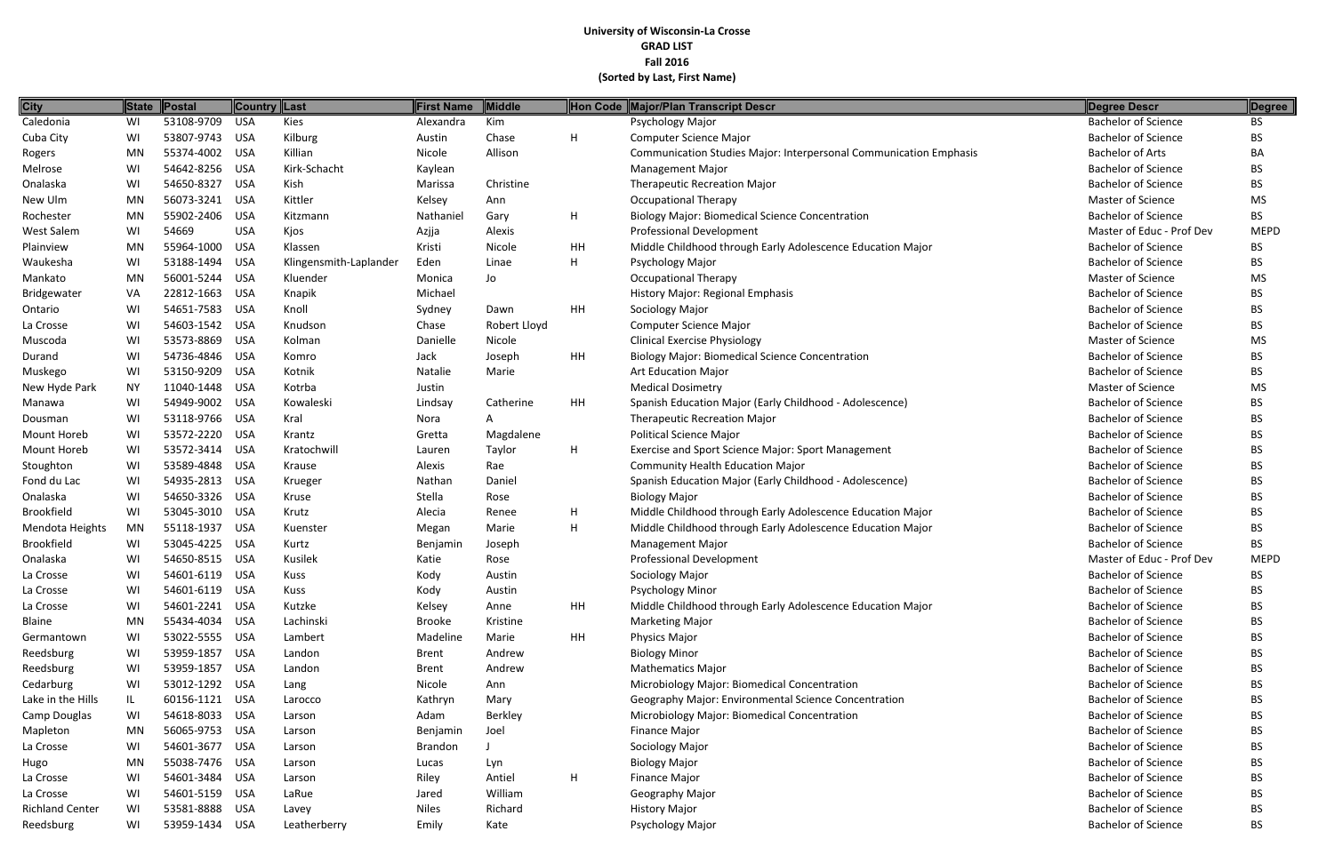**University of Wisconsin-La Crosse**
**GRAD LIST**
**Fall 2016**
**(Sorted by Last, First Name)**

| City | State | Postal | Country | Last | First Name | Middle | Hon Code | Major/Plan Transcript Descr | Degree Descr | Degree |
|---|---|---|---|---|---|---|---|---|---|---|
| Caledonia | WI | 53108-9709 | USA | Kies | Alexandra | Kim | | Psychology Major | Bachelor of Science | BS |
| Cuba City | WI | 53807-9743 | USA | Kilburg | Austin | Chase | H | Computer Science Major | Bachelor of Science | BS |
| Rogers | MN | 55374-4002 | USA | Killian | Nicole | Allison | | Communication Studies Major: Interpersonal Communication Emphasis | Bachelor of Arts | BA |
| Melrose | WI | 54642-8256 | USA | Kirk-Schacht | Kaylean | | | Management Major | Bachelor of Science | BS |
| Onalaska | WI | 54650-8327 | USA | Kish | Marissa | Christine | | Therapeutic Recreation Major | Bachelor of Science | BS |
| New Ulm | MN | 56073-3241 | USA | Kittler | Kelsey | Ann | | Occupational Therapy | Master of Science | MS |
| Rochester | MN | 55902-2406 | USA | Kitzmann | Nathaniel | Gary | H | Biology Major: Biomedical Science Concentration | Bachelor of Science | BS |
| West Salem | WI | 54669 | USA | Kjos | Azjja | Alexis | | Professional Development | Master of Educ - Prof Dev | MEPD |
| Plainview | MN | 55964-1000 | USA | Klassen | Kristi | Nicole | HH | Middle Childhood through Early Adolescence Education Major | Bachelor of Science | BS |
| Waukesha | WI | 53188-1494 | USA | Klingensmith-Laplander | Eden | Linae | H | Psychology Major | Bachelor of Science | BS |
| Mankato | MN | 56001-5244 | USA | Kluender | Monica | Jo | | Occupational Therapy | Master of Science | MS |
| Bridgewater | VA | 22812-1663 | USA | Knapik | Michael | | | History Major: Regional Emphasis | Bachelor of Science | BS |
| Ontario | WI | 54651-7583 | USA | Knoll | Sydney | Dawn | HH | Sociology Major | Bachelor of Science | BS |
| La Crosse | WI | 54603-1542 | USA | Knudson | Chase | Robert Lloyd | | Computer Science Major | Bachelor of Science | BS |
| Muscoda | WI | 53573-8869 | USA | Kolman | Danielle | Nicole | | Clinical Exercise Physiology | Master of Science | MS |
| Durand | WI | 54736-4846 | USA | Komro | Jack | Joseph | HH | Biology Major: Biomedical Science Concentration | Bachelor of Science | BS |
| Muskego | WI | 53150-9209 | USA | Kotnik | Natalie | Marie | | Art Education Major | Bachelor of Science | BS |
| New Hyde Park | NY | 11040-1448 | USA | Kotrba | Justin | | | Medical Dosimetry | Master of Science | MS |
| Manawa | WI | 54949-9002 | USA | Kowaleski | Lindsay | Catherine | HH | Spanish Education Major (Early Childhood - Adolescence) | Bachelor of Science | BS |
| Dousman | WI | 53118-9766 | USA | Kral | Nora | A | | Therapeutic Recreation Major | Bachelor of Science | BS |
| Mount Horeb | WI | 53572-2220 | USA | Krantz | Gretta | Magdalene | | Political Science Major | Bachelor of Science | BS |
| Mount Horeb | WI | 53572-3414 | USA | Kratochwill | Lauren | Taylor | H | Exercise and Sport Science Major: Sport Management | Bachelor of Science | BS |
| Stoughton | WI | 53589-4848 | USA | Krause | Alexis | Rae | | Community Health Education Major | Bachelor of Science | BS |
| Fond du Lac | WI | 54935-2813 | USA | Krueger | Nathan | Daniel | | Spanish Education Major (Early Childhood - Adolescence) | Bachelor of Science | BS |
| Onalaska | WI | 54650-3326 | USA | Kruse | Stella | Rose | | Biology Major | Bachelor of Science | BS |
| Brookfield | WI | 53045-3010 | USA | Krutz | Alecia | Renee | H | Middle Childhood through Early Adolescence Education Major | Bachelor of Science | BS |
| Mendota Heights | MN | 55118-1937 | USA | Kuenster | Megan | Marie | H | Middle Childhood through Early Adolescence Education Major | Bachelor of Science | BS |
| Brookfield | WI | 53045-4225 | USA | Kurtz | Benjamin | Joseph | | Management Major | Bachelor of Science | BS |
| Onalaska | WI | 54650-8515 | USA | Kusilek | Katie | Rose | | Professional Development | Master of Educ - Prof Dev | MEPD |
| La Crosse | WI | 54601-6119 | USA | Kuss | Kody | Austin | | Sociology Major | Bachelor of Science | BS |
| La Crosse | WI | 54601-6119 | USA | Kuss | Kody | Austin | | Psychology Minor | Bachelor of Science | BS |
| La Crosse | WI | 54601-2241 | USA | Kutzke | Kelsey | Anne | HH | Middle Childhood through Early Adolescence Education Major | Bachelor of Science | BS |
| Blaine | MN | 55434-4034 | USA | Lachinski | Brooke | Kristine | | Marketing Major | Bachelor of Science | BS |
| Germantown | WI | 53022-5555 | USA | Lambert | Madeline | Marie | HH | Physics Major | Bachelor of Science | BS |
| Reedsburg | WI | 53959-1857 | USA | Landon | Brent | Andrew | | Biology Minor | Bachelor of Science | BS |
| Reedsburg | WI | 53959-1857 | USA | Landon | Brent | Andrew | | Mathematics Major | Bachelor of Science | BS |
| Cedarburg | WI | 53012-1292 | USA | Lang | Nicole | Ann | | Microbiology Major: Biomedical Concentration | Bachelor of Science | BS |
| Lake in the Hills | IL | 60156-1121 | USA | Larocco | Kathryn | Mary | | Geography Major: Environmental Science Concentration | Bachelor of Science | BS |
| Camp Douglas | WI | 54618-8033 | USA | Larson | Adam | Berkley | | Microbiology Major: Biomedical Concentration | Bachelor of Science | BS |
| Mapleton | MN | 56065-9753 | USA | Larson | Benjamin | Joel | | Finance Major | Bachelor of Science | BS |
| La Crosse | WI | 54601-3677 | USA | Larson | Brandon | J | | Sociology Major | Bachelor of Science | BS |
| Hugo | MN | 55038-7476 | USA | Larson | Lucas | Lyn | | Biology Major | Bachelor of Science | BS |
| La Crosse | WI | 54601-3484 | USA | Larson | Riley | Antiel | H | Finance Major | Bachelor of Science | BS |
| La Crosse | WI | 54601-5159 | USA | LaRue | Jared | William | | Geography Major | Bachelor of Science | BS |
| Richland Center | WI | 53581-8888 | USA | Lavey | Niles | Richard | | History Major | Bachelor of Science | BS |
| Reedsburg | WI | 53959-1434 | USA | Leatherberry | Emily | Kate | | Psychology Major | Bachelor of Science | BS |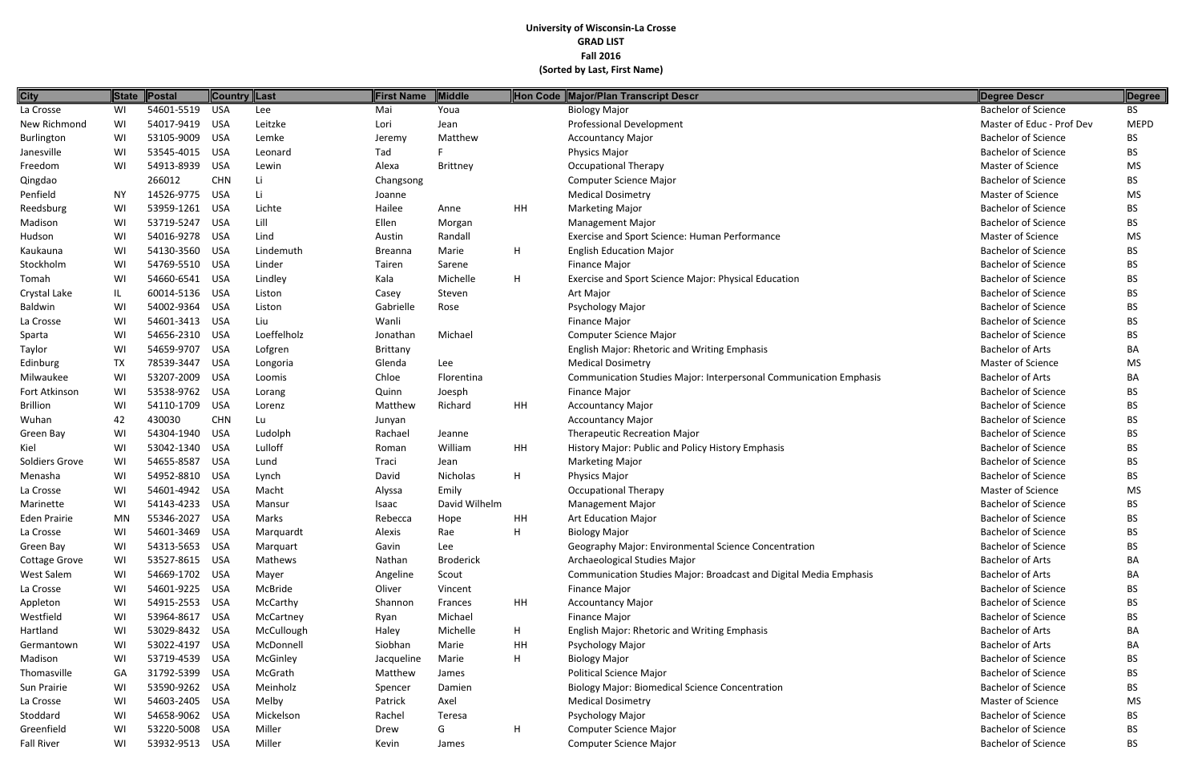**University of Wisconsin-La Crosse**
**GRAD LIST**
**Fall 2016**
**(Sorted by Last, First Name)**

| City | State | Postal | Country | Last | First Name | Middle | Hon Code | Major/Plan Transcript Descr | Degree Descr | Degree |
|---|---|---|---|---|---|---|---|---|---|---|
| La Crosse | WI | 54601-5519 | USA | Lee | Mai | Youa | | Biology Major | Bachelor of Science | BS |
| New Richmond | WI | 54017-9419 | USA | Leitzke | Lori | Jean | | Professional Development | Master of Educ - Prof Dev | MEPD |
| Burlington | WI | 53105-9009 | USA | Lemke | Jeremy | Matthew | | Accountancy Major | Bachelor of Science | BS |
| Janesville | WI | 53545-4015 | USA | Leonard | Tad | F | | Physics Major | Bachelor of Science | BS |
| Freedom | WI | 54913-8939 | USA | Lewin | Alexa | Brittney | | Occupational Therapy | Master of Science | MS |
| Qingdao | | 266012 | CHN | Li | Changsong | | | Computer Science Major | Bachelor of Science | BS |
| Penfield | NY | 14526-9775 | USA | Li | Joanne | | | Medical Dosimetry | Master of Science | MS |
| Reedsburg | WI | 53959-1261 | USA | Lichte | Hailee | Anne | HH | Marketing Major | Bachelor of Science | BS |
| Madison | WI | 53719-5247 | USA | Lill | Ellen | Morgan | | Management Major | Bachelor of Science | BS |
| Hudson | WI | 54016-9278 | USA | Lind | Austin | Randall | | Exercise and Sport Science: Human Performance | Master of Science | MS |
| Kaukauna | WI | 54130-3560 | USA | Lindemuth | Breanna | Marie | H | English Education Major | Bachelor of Science | BS |
| Stockholm | WI | 54769-5510 | USA | Linder | Tairen | Sarene | | Finance Major | Bachelor of Science | BS |
| Tomah | WI | 54660-6541 | USA | Lindley | Kala | Michelle | H | Exercise and Sport Science Major: Physical Education | Bachelor of Science | BS |
| Crystal Lake | IL | 60014-5136 | USA | Liston | Casey | Steven | | Art Major | Bachelor of Science | BS |
| Baldwin | WI | 54002-9364 | USA | Liston | Gabrielle | Rose | | Psychology Major | Bachelor of Science | BS |
| La Crosse | WI | 54601-3413 | USA | Liu | Wanli | | | Finance Major | Bachelor of Science | BS |
| Sparta | WI | 54656-2310 | USA | Loeffelholz | Jonathan | Michael | | Computer Science Major | Bachelor of Science | BS |
| Taylor | WI | 54659-9707 | USA | Lofgren | Brittany | | | English Major: Rhetoric and Writing Emphasis | Bachelor of Arts | BA |
| Edinburg | TX | 78539-3447 | USA | Longoria | Glenda | Lee | | Medical Dosimetry | Master of Science | MS |
| Milwaukee | WI | 53207-2009 | USA | Loomis | Chloe | Florentina | | Communication Studies Major: Interpersonal Communication Emphasis | Bachelor of Arts | BA |
| Fort Atkinson | WI | 53538-9762 | USA | Lorang | Quinn | Joesph | | Finance Major | Bachelor of Science | BS |
| Brillion | WI | 54110-1709 | USA | Lorenz | Matthew | Richard | HH | Accountancy Major | Bachelor of Science | BS |
| Wuhan | 42 | 430030 | CHN | Lu | Junyan | | | Accountancy Major | Bachelor of Science | BS |
| Green Bay | WI | 54304-1940 | USA | Ludolph | Rachael | Jeanne | | Therapeutic Recreation Major | Bachelor of Science | BS |
| Kiel | WI | 53042-1340 | USA | Lulloff | Roman | William | HH | History Major: Public and Policy History Emphasis | Bachelor of Science | BS |
| Soldiers Grove | WI | 54655-8587 | USA | Lund | Traci | Jean | | Marketing Major | Bachelor of Science | BS |
| Menasha | WI | 54952-8810 | USA | Lynch | David | Nicholas | H | Physics Major | Bachelor of Science | BS |
| La Crosse | WI | 54601-4942 | USA | Macht | Alyssa | Emily | | Occupational Therapy | Master of Science | MS |
| Marinette | WI | 54143-4233 | USA | Mansur | Isaac | David Wilhelm | | Management Major | Bachelor of Science | BS |
| Eden Prairie | MN | 55346-2027 | USA | Marks | Rebecca | Hope | HH | Art Education Major | Bachelor of Science | BS |
| La Crosse | WI | 54601-3469 | USA | Marquardt | Alexis | Rae | H | Biology Major | Bachelor of Science | BS |
| Green Bay | WI | 54313-5653 | USA | Marquart | Gavin | Lee | | Geography Major: Environmental Science Concentration | Bachelor of Science | BS |
| Cottage Grove | WI | 53527-8615 | USA | Mathews | Nathan | Broderick | | Archaeological Studies Major | Bachelor of Arts | BA |
| West Salem | WI | 54669-1702 | USA | Mayer | Angeline | Scout | | Communication Studies Major: Broadcast and Digital Media Emphasis | Bachelor of Arts | BA |
| La Crosse | WI | 54601-9225 | USA | McBride | Oliver | Vincent | | Finance Major | Bachelor of Science | BS |
| Appleton | WI | 54915-2553 | USA | McCarthy | Shannon | Frances | HH | Accountancy Major | Bachelor of Science | BS |
| Westfield | WI | 53964-8617 | USA | McCartney | Ryan | Michael | | Finance Major | Bachelor of Science | BS |
| Hartland | WI | 53029-8432 | USA | McCullough | Haley | Michelle | H | English Major: Rhetoric and Writing Emphasis | Bachelor of Arts | BA |
| Germantown | WI | 53022-4197 | USA | McDonnell | Siobhan | Marie | HH | Psychology Major | Bachelor of Arts | BA |
| Madison | WI | 53719-4539 | USA | McGinley | Jacqueline | Marie | H | Biology Major | Bachelor of Science | BS |
| Thomasville | GA | 31792-5399 | USA | McGrath | Matthew | James | | Political Science Major | Bachelor of Science | BS |
| Sun Prairie | WI | 53590-9262 | USA | Meinholz | Spencer | Damien | | Biology Major: Biomedical Science Concentration | Bachelor of Science | BS |
| La Crosse | WI | 54603-2405 | USA | Melby | Patrick | Axel | | Medical Dosimetry | Master of Science | MS |
| Stoddard | WI | 54658-9062 | USA | Mickelson | Rachel | Teresa | | Psychology Major | Bachelor of Science | BS |
| Greenfield | WI | 53220-5008 | USA | Miller | Drew | G | H | Computer Science Major | Bachelor of Science | BS |
| Fall River | WI | 53932-9513 | USA | Miller | Kevin | James | | Computer Science Major | Bachelor of Science | BS |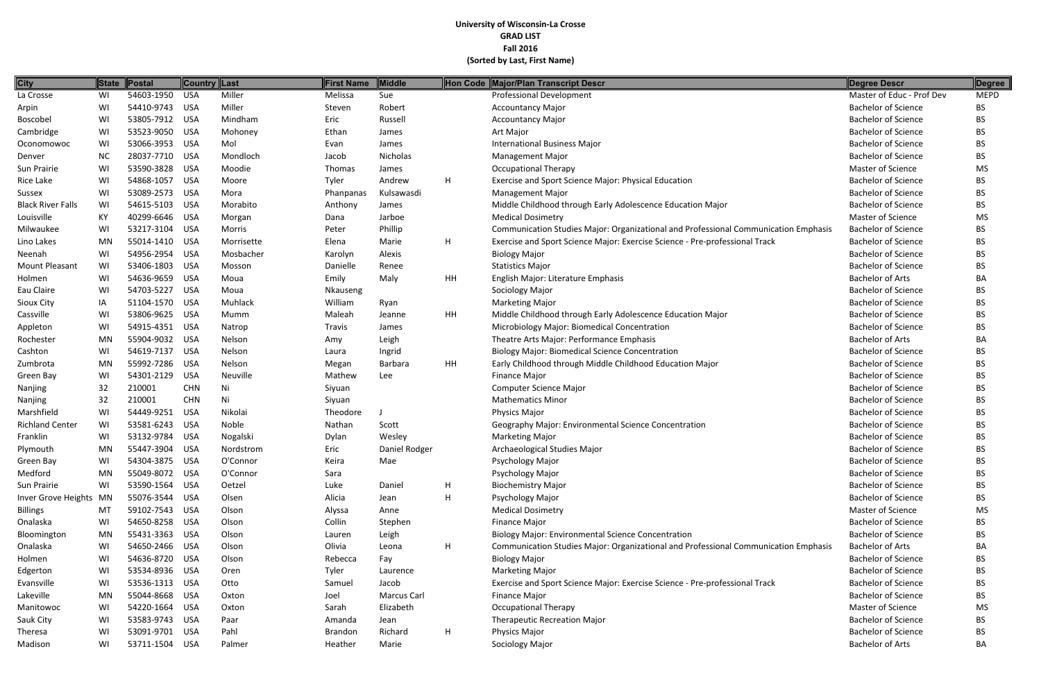**University of Wisconsin-La Crosse**
**GRAD LIST**
**Fall 2016**
**(Sorted by Last, First Name)**

| City | State | Postal | Country | Last | First Name | Middle | Hon Code | Major/Plan Transcript Descr | Degree Descr | Degree |
|---|---|---|---|---|---|---|---|---|---|---|
| La Crosse | WI | 54603-1950 | USA | Miller | Melissa | Sue | | Professional Development | Master of Educ - Prof Dev | MEPD |
| Arpin | WI | 54410-9743 | USA | Miller | Steven | Robert | | Accountancy Major | Bachelor of Science | BS |
| Boscobel | WI | 53805-7912 | USA | Mindham | Eric | Russell | | Accountancy Major | Bachelor of Science | BS |
| Cambridge | WI | 53523-9050 | USA | Mohoney | Ethan | James | | Art Major | Bachelor of Science | BS |
| Oconomowoc | WI | 53066-3953 | USA | Mol | Evan | James | | International Business Major | Bachelor of Science | BS |
| Denver | NC | 28037-7710 | USA | Mondloch | Jacob | Nicholas | | Management Major | Bachelor of Science | BS |
| Sun Prairie | WI | 53590-3828 | USA | Moodie | Thomas | James | | Occupational Therapy | Master of Science | MS |
| Rice Lake | WI | 54868-1057 | USA | Moore | Tyler | Andrew | H | Exercise and Sport Science Major: Physical Education | Bachelor of Science | BS |
| Sussex | WI | 53089-2573 | USA | Mora | Phanpanas | Kulsawasdi | | Management Major | Bachelor of Science | BS |
| Black River Falls | WI | 54615-5103 | USA | Morabito | Anthony | James | | Middle Childhood through Early Adolescence Education Major | Bachelor of Science | BS |
| Louisville | KY | 40299-6646 | USA | Morgan | Dana | Jarboe | | Medical Dosimetry | Master of Science | MS |
| Milwaukee | WI | 53217-3104 | USA | Morris | Peter | Phillip | | Communication Studies Major: Organizational and Professional Communication Emphasis | Bachelor of Science | BS |
| Lino Lakes | MN | 55014-1410 | USA | Morrisette | Elena | Marie | H | Exercise and Sport Science Major: Exercise Science - Pre-professional Track | Bachelor of Science | BS |
| Neenah | WI | 54956-2954 | USA | Mosbacher | Karolyn | Alexis | | Biology Major | Bachelor of Science | BS |
| Mount Pleasant | WI | 53406-1803 | USA | Mosson | Danielle | Renee | | Statistics Major | Bachelor of Science | BS |
| Holmen | WI | 54636-9659 | USA | Moua | Emily | Maly | HH | English Major: Literature Emphasis | Bachelor of Arts | BA |
| Eau Claire | WI | 54703-5227 | USA | Moua | Nkauseng | | | Sociology Major | Bachelor of Science | BS |
| Sioux City | IA | 51104-1570 | USA | Muhlack | William | Ryan | | Marketing Major | Bachelor of Science | BS |
| Cassville | WI | 53806-9625 | USA | Mumm | Maleah | Jeanne | HH | Middle Childhood through Early Adolescence Education Major | Bachelor of Science | BS |
| Appleton | WI | 54915-4351 | USA | Natrop | Travis | James | | Microbiology Major: Biomedical Concentration | Bachelor of Science | BS |
| Rochester | MN | 55904-9032 | USA | Nelson | Amy | Leigh | | Theatre Arts Major: Performance Emphasis | Bachelor of Arts | BA |
| Cashton | WI | 54619-7137 | USA | Nelson | Laura | Ingrid | | Biology Major: Biomedical Science Concentration | Bachelor of Science | BS |
| Zumbrota | MN | 55992-7286 | USA | Nelson | Megan | Barbara | HH | Early Childhood through Middle Childhood Education Major | Bachelor of Science | BS |
| Green Bay | WI | 54301-2129 | USA | Neuville | Mathew | Lee | | Finance Major | Bachelor of Science | BS |
| Nanjing | 32 | 210001 | CHN | Ni | Siyuan | | | Computer Science Major | Bachelor of Science | BS |
| Nanjing | 32 | 210001 | CHN | Ni | Siyuan | | | Mathematics Minor | Bachelor of Science | BS |
| Marshfield | WI | 54449-9251 | USA | Nikolai | Theodore | J | | Physics Major | Bachelor of Science | BS |
| Richland Center | WI | 53581-6243 | USA | Noble | Nathan | Scott | | Geography Major: Environmental Science Concentration | Bachelor of Science | BS |
| Franklin | WI | 53132-9784 | USA | Nogalski | Dylan | Wesley | | Marketing Major | Bachelor of Science | BS |
| Plymouth | MN | 55447-3904 | USA | Nordstrom | Eric | Daniel Rodger | | Archaeological Studies Major | Bachelor of Science | BS |
| Green Bay | WI | 54304-3875 | USA | O'Connor | Keira | Mae | | Psychology Major | Bachelor of Science | BS |
| Medford | MN | 55049-8072 | USA | O'Connor | Sara | | | Psychology Major | Bachelor of Science | BS |
| Sun Prairie | WI | 53590-1564 | USA | Oetzel | Luke | Daniel | H | Biochemistry Major | Bachelor of Science | BS |
| Inver Grove Heights | MN | 55076-3544 | USA | Olsen | Alicia | Jean | H | Psychology Major | Bachelor of Science | BS |
| Billings | MT | 59102-7543 | USA | Olson | Alyssa | Anne | | Medical Dosimetry | Master of Science | MS |
| Onalaska | WI | 54650-8258 | USA | Olson | Collin | Stephen | | Finance Major | Bachelor of Science | BS |
| Bloomington | MN | 55431-3363 | USA | Olson | Lauren | Leigh | | Biology Major: Environmental Science Concentration | Bachelor of Science | BS |
| Onalaska | WI | 54650-2466 | USA | Olson | Olivia | Leona | H | Communication Studies Major: Organizational and Professional Communication Emphasis | Bachelor of Arts | BA |
| Holmen | WI | 54636-8720 | USA | Olson | Rebecca | Fay | | Biology Major | Bachelor of Science | BS |
| Edgerton | WI | 53534-8936 | USA | Oren | Tyler | Laurence | | Marketing Major | Bachelor of Science | BS |
| Evansville | WI | 53536-1313 | USA | Otto | Samuel | Jacob | | Exercise and Sport Science Major: Exercise Science - Pre-professional Track | Bachelor of Science | BS |
| Lakeville | MN | 55044-8668 | USA | Oxton | Joel | Marcus Carl | | Finance Major | Bachelor of Science | BS |
| Manitowoc | WI | 54220-1664 | USA | Oxton | Sarah | Elizabeth | | Occupational Therapy | Master of Science | MS |
| Sauk City | WI | 53583-9743 | USA | Paar | Amanda | Jean | | Therapeutic Recreation Major | Bachelor of Science | BS |
| Theresa | WI | 53091-9701 | USA | Pahl | Brandon | Richard | H | Physics Major | Bachelor of Science | BS |
| Madison | WI | 53711-1504 | USA | Palmer | Heather | Marie | | Sociology Major | Bachelor of Arts | BA |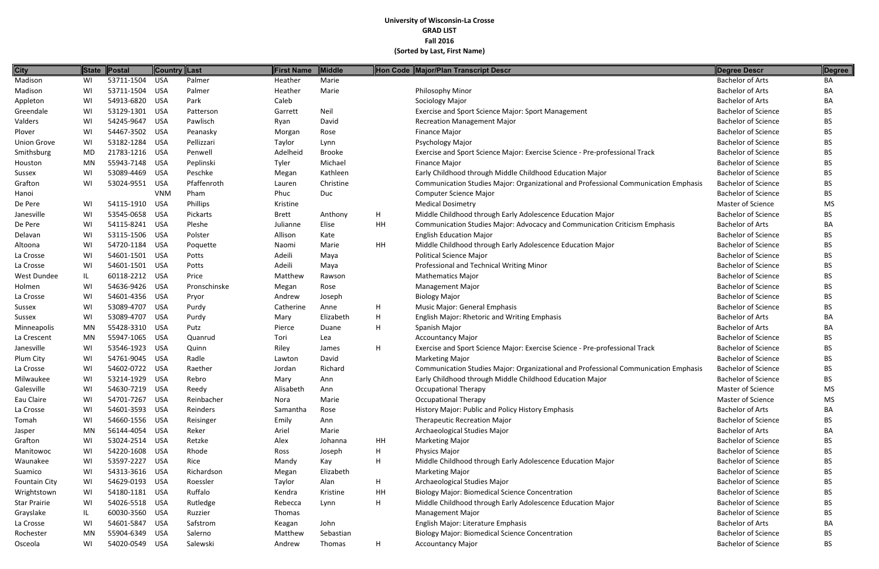**University of Wisconsin-La Crosse**
**GRAD LIST**
**Fall 2016**
**(Sorted by Last, First Name)**

| City | State | Postal | Country | Last | First Name | Middle | Hon Code | Major/Plan Transcript Descr | Degree Descr | Degree |
|---|---|---|---|---|---|---|---|---|---|---|
| Madison | WI | 53711-1504 | USA | Palmer | Heather | Marie | | | Bachelor of Arts | BA |
| Madison | WI | 53711-1504 | USA | Palmer | Heather | Marie | | Philosophy Minor | Bachelor of Arts | BA |
| Appleton | WI | 54913-6820 | USA | Park | Caleb | | | Sociology Major | Bachelor of Arts | BA |
| Greendale | WI | 53129-1301 | USA | Patterson | Garrett | Neil | | Exercise and Sport Science Major: Sport Management | Bachelor of Science | BS |
| Valders | WI | 54245-9647 | USA | Pawlisch | Ryan | David | | Recreation Management Major | Bachelor of Science | BS |
| Plover | WI | 54467-3502 | USA | Peanasky | Morgan | Rose | | Finance Major | Bachelor of Science | BS |
| Union Grove | WI | 53182-1284 | USA | Pellizzari | Taylor | Lynn | | Psychology Major | Bachelor of Science | BS |
| Smithsburg | MD | 21783-1216 | USA | Penwell | Adelheid | Brooke | | Exercise and Sport Science Major: Exercise Science - Pre-professional Track | Bachelor of Science | BS |
| Houston | MN | 55943-7148 | USA | Peplinski | Tyler | Michael | | Finance Major | Bachelor of Science | BS |
| Sussex | WI | 53089-4469 | USA | Peschke | Megan | Kathleen | | Early Childhood through Middle Childhood Education Major | Bachelor of Science | BS |
| Grafton | WI | 53024-9551 | USA | Pfaffenroth | Lauren | Christine | | Communication Studies Major: Organizational and Professional Communication Emphasis | Bachelor of Science | BS |
| Hanoi | | | VNM | Pham | Phuc | Duc | | Computer Science Major | Bachelor of Science | BS |
| De Pere | WI | 54115-1910 | USA | Phillips | Kristine | | | Medical Dosimetry | Master of Science | MS |
| Janesville | WI | 53545-0658 | USA | Pickarts | Brett | Anthony | H | Middle Childhood through Early Adolescence Education Major | Bachelor of Science | BS |
| De Pere | WI | 54115-8241 | USA | Pleshe | Julianne | Elise | HH | Communication Studies Major: Advocacy and Communication Criticism Emphasis | Bachelor of Arts | BA |
| Delavan | WI | 53115-1506 | USA | Polster | Allison | Kate | | English Education Major | Bachelor of Science | BS |
| Altoona | WI | 54720-1184 | USA | Poquette | Naomi | Marie | HH | Middle Childhood through Early Adolescence Education Major | Bachelor of Science | BS |
| La Crosse | WI | 54601-1501 | USA | Potts | Adeili | Maya | | Political Science Major | Bachelor of Science | BS |
| La Crosse | WI | 54601-1501 | USA | Potts | Adeili | Maya | | Professional and Technical Writing Minor | Bachelor of Science | BS |
| West Dundee | IL | 60118-2212 | USA | Price | Matthew | Rawson | | Mathematics Major | Bachelor of Science | BS |
| Holmen | WI | 54636-9426 | USA | Pronschinske | Megan | Rose | | Management Major | Bachelor of Science | BS |
| La Crosse | WI | 54601-4356 | USA | Pryor | Andrew | Joseph | | Biology Major | Bachelor of Science | BS |
| Sussex | WI | 53089-4707 | USA | Purdy | Catherine | Anne | H | Music Major: General Emphasis | Bachelor of Science | BS |
| Sussex | WI | 53089-4707 | USA | Purdy | Mary | Elizabeth | H | English Major: Rhetoric and Writing Emphasis | Bachelor of Arts | BA |
| Minneapolis | MN | 55428-3310 | USA | Putz | Pierce | Duane | H | Spanish Major | Bachelor of Arts | BA |
| La Crescent | MN | 55947-1065 | USA | Quanrud | Tori | Lea | | Accountancy Major | Bachelor of Science | BS |
| Janesville | WI | 53546-1923 | USA | Quinn | Riley | James | H | Exercise and Sport Science Major: Exercise Science - Pre-professional Track | Bachelor of Science | BS |
| Plum City | WI | 54761-9045 | USA | Radle | Lawton | David | | Marketing Major | Bachelor of Science | BS |
| La Crosse | WI | 54602-0722 | USA | Raether | Jordan | Richard | | Communication Studies Major: Organizational and Professional Communication Emphasis | Bachelor of Science | BS |
| Milwaukee | WI | 53214-1929 | USA | Rebro | Mary | Ann | | Early Childhood through Middle Childhood Education Major | Bachelor of Science | BS |
| Galesville | WI | 54630-7219 | USA | Reedy | Alisabeth | Ann | | Occupational Therapy | Master of Science | MS |
| Eau Claire | WI | 54701-7267 | USA | Reinbacher | Nora | Marie | | Occupational Therapy | Master of Science | MS |
| La Crosse | WI | 54601-3593 | USA | Reinders | Samantha | Rose | | History Major: Public and Policy History Emphasis | Bachelor of Arts | BA |
| Tomah | WI | 54660-1556 | USA | Reisinger | Emily | Ann | | Therapeutic Recreation Major | Bachelor of Science | BS |
| Jasper | MN | 56144-4054 | USA | Reker | Ariel | Marie | | Archaeological Studies Major | Bachelor of Arts | BA |
| Grafton | WI | 53024-2514 | USA | Retzke | Alex | Johanna | HH | Marketing Major | Bachelor of Science | BS |
| Manitowoc | WI | 54220-1608 | USA | Rhode | Ross | Joseph | H | Physics Major | Bachelor of Science | BS |
| Waunakee | WI | 53597-2227 | USA | Rice | Mandy | Kay | H | Middle Childhood through Early Adolescence Education Major | Bachelor of Science | BS |
| Suamico | WI | 54313-3616 | USA | Richardson | Megan | Elizabeth | | Marketing Major | Bachelor of Science | BS |
| Fountain City | WI | 54629-0193 | USA | Roessler | Taylor | Alan | H | Archaeological Studies Major | Bachelor of Science | BS |
| Wrightstown | WI | 54180-1181 | USA | Ruffalo | Kendra | Kristine | HH | Biology Major: Biomedical Science Concentration | Bachelor of Science | BS |
| Star Prairie | WI | 54026-5518 | USA | Rutledge | Rebecca | Lynn | H | Middle Childhood through Early Adolescence Education Major | Bachelor of Science | BS |
| Grayslake | IL | 60030-3560 | USA | Ruzzier | Thomas | | | Management Major | Bachelor of Science | BS |
| La Crosse | WI | 54601-5847 | USA | Safstrom | Keagan | John | | English Major: Literature Emphasis | Bachelor of Arts | BA |
| Rochester | MN | 55904-6349 | USA | Salerno | Matthew | Sebastian | | Biology Major: Biomedical Science Concentration | Bachelor of Science | BS |
| Osceola | WI | 54020-0549 | USA | Salewski | Andrew | Thomas | H | Accountancy Major | Bachelor of Science | BS |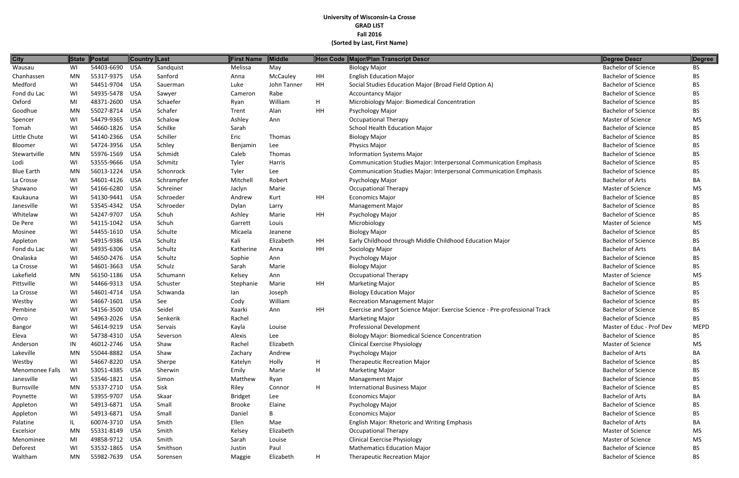**University of Wisconsin-La Crosse**
**GRAD LIST**
**Fall 2016**
**(Sorted by Last, First Name)**

| City | State | Postal | Country | Last | First Name | Middle | Hon Code | Major/Plan Transcript Descr | Degree Descr | Degree |
|---|---|---|---|---|---|---|---|---|---|---|
| Wausau | WI | 54403-6690 | USA | Sandquist | Melissa | May | | Biology Major | Bachelor of Science | BS |
| Chanhassen | MN | 55317-9375 | USA | Sanford | Anna | McCauley | HH | English Education Major | Bachelor of Science | BS |
| Medford | WI | 54451-9704 | USA | Sauerman | Luke | John Tanner | HH | Social Studies Education Major (Broad Field Option A) | Bachelor of Science | BS |
| Fond du Lac | WI | 54935-5478 | USA | Sawyer | Cameron | Rabe | | Accountancy Major | Bachelor of Science | BS |
| Oxford | MI | 48371-2600 | USA | Schaefer | Ryan | William | H | Microbiology Major: Biomedical Concentration | Bachelor of Science | BS |
| Goodhue | MN | 55027-8714 | USA | Schafer | Trent | Alan | HH | Psychology Major | Bachelor of Science | BS |
| Spencer | WI | 54479-9365 | USA | Schalow | Ashley | Ann | | Occupational Therapy | Master of Science | MS |
| Tomah | WI | 54660-1826 | USA | Schilke | Sarah | | | School Health Education Major | Bachelor of Science | BS |
| Little Chute | WI | 54140-2366 | USA | Schiller | Eric | Thomas | | Biology Major | Bachelor of Science | BS |
| Bloomer | WI | 54724-3956 | USA | Schley | Benjamin | Lee | | Physics Major | Bachelor of Science | BS |
| Stewartville | MN | 55976-1569 | USA | Schmidt | Caleb | Thomas | | Information Systems Major | Bachelor of Science | BS |
| Lodi | WI | 53555-9666 | USA | Schmitz | Tyler | Harris | | Communication Studies Major: Interpersonal Communication Emphasis | Bachelor of Science | BS |
| Blue Earth | MN | 56013-1224 | USA | Schonrock | Tyler | Lee | | Communication Studies Major: Interpersonal Communication Emphasis | Bachelor of Science | BS |
| La Crosse | WI | 54601-4126 | USA | Schrampfer | Mitchell | Robert | | Psychology Major | Bachelor of Arts | BA |
| Shawano | WI | 54166-6280 | USA | Schreiner | Jaclyn | Marie | | Occupational Therapy | Master of Science | MS |
| Kaukauna | WI | 54130-9441 | USA | Schroeder | Andrew | Kurt | HH | Economics Major | Bachelor of Science | BS |
| Janesville | WI | 53545-4342 | USA | Schroeder | Dylan | Larry | | Management Major | Bachelor of Science | BS |
| Whitelaw | WI | 54247-9707 | USA | Schuh | Ashley | Marie | HH | Psychology Major | Bachelor of Science | BS |
| De Pere | WI | 54115-1042 | USA | Schuh | Garrett | Louis | | Microbiology | Master of Science | MS |
| Mosinee | WI | 54455-1610 | USA | Schulte | Micaela | Jeanene | | Biology Major | Bachelor of Science | BS |
| Appleton | WI | 54915-9386 | USA | Schultz | Kali | Elizabeth | HH | Early Childhood through Middle Childhood Education Major | Bachelor of Science | BS |
| Fond du Lac | WI | 54935-6306 | USA | Schultz | Katherine | Anna | HH | Sociology Major | Bachelor of Arts | BA |
| Onalaska | WI | 54650-2476 | USA | Schultz | Sophie | Ann | | Psychology Major | Bachelor of Science | BS |
| La Crosse | WI | 54601-3663 | USA | Schulz | Sarah | Marie | | Biology Major | Bachelor of Science | BS |
| Lakefield | MN | 56150-1186 | USA | Schumann | Kelsey | Ann | | Occupational Therapy | Master of Science | MS |
| Pittsville | WI | 54466-9313 | USA | Schuster | Stephanie | Marie | HH | Marketing Major | Bachelor of Science | BS |
| La Crosse | WI | 54601-4714 | USA | Schwanda | Ian | Joseph | | Biology Education Major | Bachelor of Science | BS |
| Westby | WI | 54667-1601 | USA | See | Cody | William | | Recreation Management Major | Bachelor of Science | BS |
| Pembine | WI | 54156-3500 | USA | Seidel | Xaarki | Ann | HH | Exercise and Sport Science Major: Exercise Science - Pre-professional Track | Bachelor of Science | BS |
| Omro | WI | 54963-2026 | USA | Senkerik | Rachel | | | Marketing Major | Bachelor of Science | BS |
| Bangor | WI | 54614-9219 | USA | Servais | Kayla | Louise | | Professional Development | Master of Educ - Prof Dev | MEPD |
| Eleva | WI | 54738-4310 | USA | Severson | Alexis | Lee | | Biology Major: Biomedical Science Concentration | Bachelor of Science | BS |
| Anderson | IN | 46012-2746 | USA | Shaw | Rachel | Elizabeth | | Clinical Exercise Physiology | Master of Science | MS |
| Lakeville | MN | 55044-8882 | USA | Shaw | Zachary | Andrew | | Psychology Major | Bachelor of Arts | BA |
| Westby | WI | 54667-8220 | USA | Sherpe | Katelyn | Holly | H | Therapeutic Recreation Major | Bachelor of Science | BS |
| Menomonee Falls | WI | 53051-4385 | USA | Sherwin | Emily | Marie | H | Marketing Major | Bachelor of Science | BS |
| Janesville | WI | 53546-1821 | USA | Simon | Matthew | Ryan | | Management Major | Bachelor of Science | BS |
| Burnsville | MN | 55337-2710 | USA | Sisk | Riley | Connor | H | International Business Major | Bachelor of Science | BS |
| Poynette | WI | 53955-9707 | USA | Skaar | Bridget | Lee | | Economics Major | Bachelor of Arts | BA |
| Appleton | WI | 54913-6871 | USA | Small | Brooke | Elaine | | Psychology Major | Bachelor of Science | BS |
| Appleton | WI | 54913-6871 | USA | Small | Daniel | B | | Economics Major | Bachelor of Science | BS |
| Palatine | IL | 60074-3710 | USA | Smith | Ellen | Mae | | English Major: Rhetoric and Writing Emphasis | Bachelor of Arts | BA |
| Excelsior | MN | 55331-8149 | USA | Smith | Kelsey | Elizabeth | | Occupational Therapy | Master of Science | MS |
| Menominee | MI | 49858-9712 | USA | Smith | Sarah | Louise | | Clinical Exercise Physiology | Master of Science | MS |
| Deforest | WI | 53532-1865 | USA | Smithson | Justin | Paul | | Mathematics Education Major | Bachelor of Science | BS |
| Waltham | MN | 55982-7639 | USA | Sorensen | Maggie | Elizabeth | H | Therapeutic Recreation Major | Bachelor of Science | BS |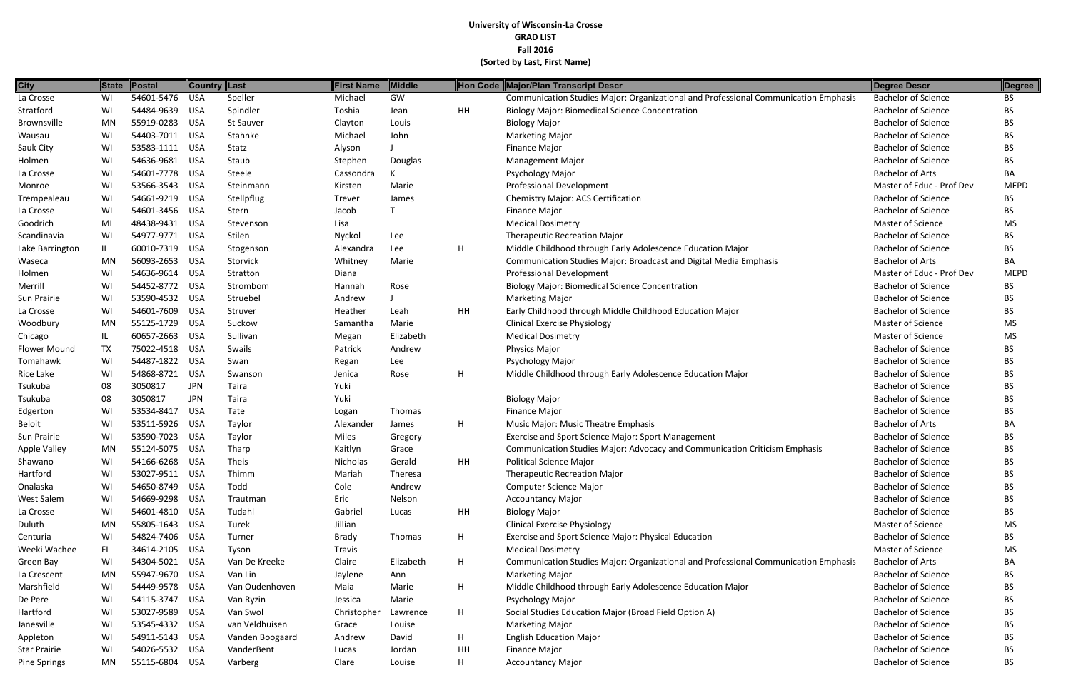**University of Wisconsin-La Crosse**
**GRAD LIST**
**Fall 2016**
**(Sorted by Last, First Name)**

| City | State | Postal | Country | Last | First Name | Middle | Hon Code | Major/Plan Transcript Descr | Degree Descr | Degree |
|---|---|---|---|---|---|---|---|---|---|---|
| La Crosse | WI | 54601-5476 | USA | Speller | Michael | GW | | Communication Studies Major: Organizational and Professional Communication Emphasis | Bachelor of Science | BS |
| Stratford | WI | 54484-9639 | USA | Spindler | Toshia | Jean | HH | Biology Major: Biomedical Science Concentration | Bachelor of Science | BS |
| Brownsville | MN | 55919-0283 | USA | St Sauver | Clayton | Louis | | Biology Major | Bachelor of Science | BS |
| Wausau | WI | 54403-7011 | USA | Stahnke | Michael | John | | Marketing Major | Bachelor of Science | BS |
| Sauk City | WI | 53583-1111 | USA | Statz | Alyson | J | | Finance Major | Bachelor of Science | BS |
| Holmen | WI | 54636-9681 | USA | Staub | Stephen | Douglas | | Management Major | Bachelor of Science | BS |
| La Crosse | WI | 54601-7778 | USA | Steele | Cassondra | K | | Psychology Major | Bachelor of Arts | BA |
| Monroe | WI | 53566-3543 | USA | Steinmann | Kirsten | Marie | | Professional Development | Master of Educ - Prof Dev | MEPD |
| Trempealeau | WI | 54661-9219 | USA | Stellpflug | Trever | James | | Chemistry Major: ACS Certification | Bachelor of Science | BS |
| La Crosse | WI | 54601-3456 | USA | Stern | Jacob | T | | Finance Major | Bachelor of Science | BS |
| Goodrich | MI | 48438-9431 | USA | Stevenson | Lisa | | | Medical Dosimetry | Master of Science | MS |
| Scandinavia | WI | 54977-9771 | USA | Stilen | Nyckol | Lee | | Therapeutic Recreation Major | Bachelor of Science | BS |
| Lake Barrington | IL | 60010-7319 | USA | Stogenson | Alexandra | Lee | H | Middle Childhood through Early Adolescence Education Major | Bachelor of Science | BS |
| Waseca | MN | 56093-2653 | USA | Storvick | Whitney | Marie | | Communication Studies Major: Broadcast and Digital Media Emphasis | Bachelor of Arts | BA |
| Holmen | WI | 54636-9614 | USA | Stratton | Diana | | | Professional Development | Master of Educ - Prof Dev | MEPD |
| Merrill | WI | 54452-8772 | USA | Strombom | Hannah | Rose | | Biology Major: Biomedical Science Concentration | Bachelor of Science | BS |
| Sun Prairie | WI | 53590-4532 | USA | Struebel | Andrew | J | | Marketing Major | Bachelor of Science | BS |
| La Crosse | WI | 54601-7609 | USA | Struver | Heather | Leah | HH | Early Childhood through Middle Childhood Education Major | Bachelor of Science | BS |
| Woodbury | MN | 55125-1729 | USA | Suckow | Samantha | Marie | | Clinical Exercise Physiology | Master of Science | MS |
| Chicago | IL | 60657-2663 | USA | Sullivan | Megan | Elizabeth | | Medical Dosimetry | Master of Science | MS |
| Flower Mound | TX | 75022-4518 | USA | Swails | Patrick | Andrew | | Physics Major | Bachelor of Science | BS |
| Tomahawk | WI | 54487-1822 | USA | Swan | Regan | Lee | | Psychology Major | Bachelor of Science | BS |
| Rice Lake | WI | 54868-8721 | USA | Swanson | Jenica | Rose | H | Middle Childhood through Early Adolescence Education Major | Bachelor of Science | BS |
| Tsukuba | 08 | 3050817 | JPN | Taira | Yuki | | | | Bachelor of Science | BS |
| Tsukuba | 08 | 3050817 | JPN | Taira | Yuki | | | Biology Major | Bachelor of Science | BS |
| Edgerton | WI | 53534-8417 | USA | Tate | Logan | Thomas | | Finance Major | Bachelor of Science | BS |
| Beloit | WI | 53511-5926 | USA | Taylor | Alexander | James | H | Music Major: Music Theatre Emphasis | Bachelor of Arts | BA |
| Sun Prairie | WI | 53590-7023 | USA | Taylor | Miles | Gregory | | Exercise and Sport Science Major: Sport Management | Bachelor of Science | BS |
| Apple Valley | MN | 55124-5075 | USA | Tharp | Kaitlyn | Grace | | Communication Studies Major: Advocacy and Communication Criticism Emphasis | Bachelor of Science | BS |
| Shawano | WI | 54166-6268 | USA | Theis | Nicholas | Gerald | HH | Political Science Major | Bachelor of Science | BS |
| Hartford | WI | 53027-9511 | USA | Thimm | Mariah | Theresa | | Therapeutic Recreation Major | Bachelor of Science | BS |
| Onalaska | WI | 54650-8749 | USA | Todd | Cole | Andrew | | Computer Science Major | Bachelor of Science | BS |
| West Salem | WI | 54669-9298 | USA | Trautman | Eric | Nelson | | Accountancy Major | Bachelor of Science | BS |
| La Crosse | WI | 54601-4810 | USA | Tudahl | Gabriel | Lucas | HH | Biology Major | Bachelor of Science | BS |
| Duluth | MN | 55805-1643 | USA | Turek | Jillian | | | Clinical Exercise Physiology | Master of Science | MS |
| Centuria | WI | 54824-7406 | USA | Turner | Brady | Thomas | H | Exercise and Sport Science Major: Physical Education | Bachelor of Science | BS |
| Weeki Wachee | FL | 34614-2105 | USA | Tyson | Travis | | | Medical Dosimetry | Master of Science | MS |
| Green Bay | WI | 54304-5021 | USA | Van De Kreeke | Claire | Elizabeth | H | Communication Studies Major: Organizational and Professional Communication Emphasis | Bachelor of Arts | BA |
| La Crescent | MN | 55947-9670 | USA | Van Lin | Jaylene | Ann | | Marketing Major | Bachelor of Science | BS |
| Marshfield | WI | 54449-9578 | USA | Van Oudenhoven | Maia | Marie | H | Middle Childhood through Early Adolescence Education Major | Bachelor of Science | BS |
| De Pere | WI | 54115-3747 | USA | Van Ryzin | Jessica | Marie | | Psychology Major | Bachelor of Science | BS |
| Hartford | WI | 53027-9589 | USA | Van Swol | Christopher | Lawrence | H | Social Studies Education Major (Broad Field Option A) | Bachelor of Science | BS |
| Janesville | WI | 53545-4332 | USA | van Veldhuisen | Grace | Louise | | Marketing Major | Bachelor of Science | BS |
| Appleton | WI | 54911-5143 | USA | Vanden Boogaard | Andrew | David | H | English Education Major | Bachelor of Science | BS |
| Star Prairie | WI | 54026-5532 | USA | VanderBent | Lucas | Jordan | HH | Finance Major | Bachelor of Science | BS |
| Pine Springs | MN | 55115-6804 | USA | Varberg | Clare | Louise | H | Accountancy Major | Bachelor of Science | BS |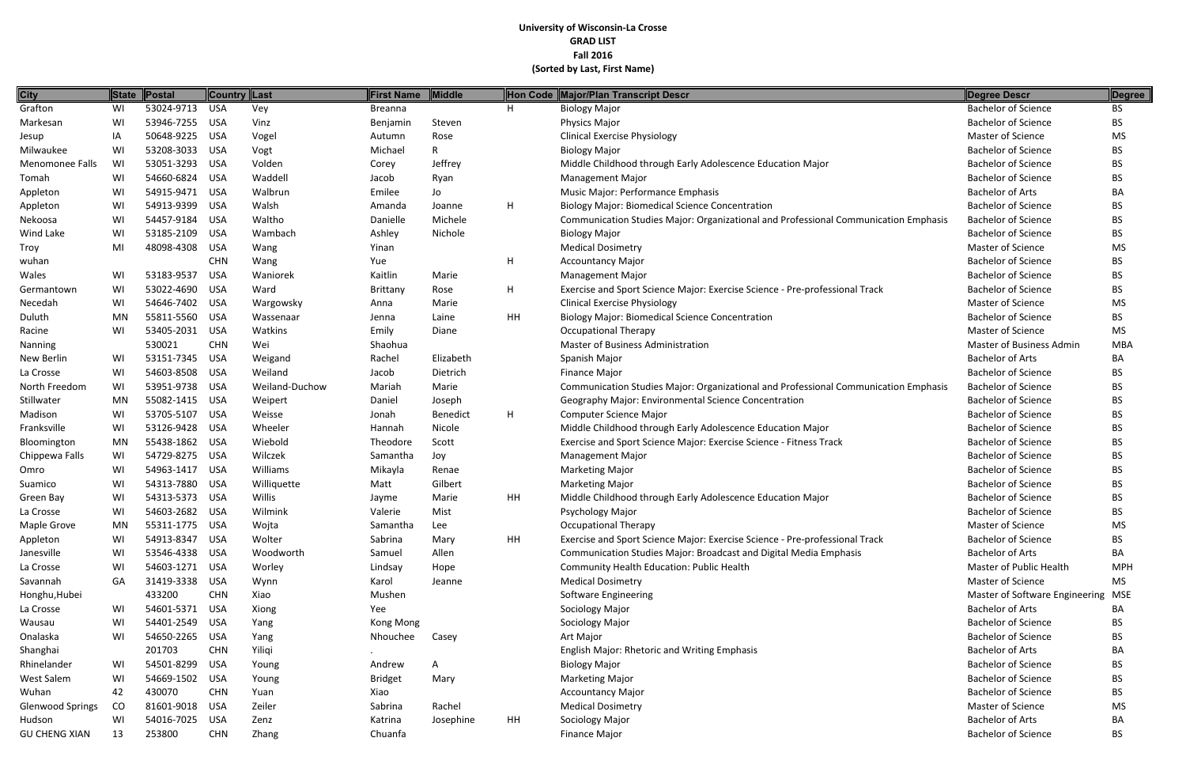**University of Wisconsin-La Crosse**
**GRAD LIST**
**Fall 2016**
**(Sorted by Last, First Name)**

| City | State | Postal | Country | Last | First Name | Middle | Hon Code | Major/Plan Transcript Descr | Degree Descr | Degree |
|---|---|---|---|---|---|---|---|---|---|---|
| Grafton | WI | 53024-9713 | USA | Vey | Breanna | | H | Biology Major | Bachelor of Science | BS |
| Markesan | WI | 53946-7255 | USA | Vinz | Benjamin | Steven | | Physics Major | Bachelor of Science | BS |
| Jesup | IA | 50648-9225 | USA | Vogel | Autumn | Rose | | Clinical Exercise Physiology | Master of Science | MS |
| Milwaukee | WI | 53208-3033 | USA | Vogt | Michael | R | | Biology Major | Bachelor of Science | BS |
| Menomonee Falls | WI | 53051-3293 | USA | Volden | Corey | Jeffrey | | Middle Childhood through Early Adolescence Education Major | Bachelor of Science | BS |
| Tomah | WI | 54660-6824 | USA | Waddell | Jacob | Ryan | | Management Major | Bachelor of Science | BS |
| Appleton | WI | 54915-9471 | USA | Walbrun | Emilee | Jo | | Music Major: Performance Emphasis | Bachelor of Arts | BA |
| Appleton | WI | 54913-9399 | USA | Walsh | Amanda | Joanne | H | Biology Major: Biomedical Science Concentration | Bachelor of Science | BS |
| Nekoosa | WI | 54457-9184 | USA | Waltho | Danielle | Michele | | Communication Studies Major: Organizational and Professional Communication Emphasis | Bachelor of Science | BS |
| Wind Lake | WI | 53185-2109 | USA | Wambach | Ashley | Nichole | | Biology Major | Bachelor of Science | BS |
| Troy | MI | 48098-4308 | USA | Wang | Yinan | | | Medical Dosimetry | Master of Science | MS |
| wuhan | | | CHN | Wang | Yue | | H | Accountancy Major | Bachelor of Science | BS |
| Wales | WI | 53183-9537 | USA | Waniorek | Kaitlin | Marie | | Management Major | Bachelor of Science | BS |
| Germantown | WI | 53022-4690 | USA | Ward | Brittany | Rose | H | Exercise and Sport Science Major: Exercise Science - Pre-professional Track | Bachelor of Science | BS |
| Necedah | WI | 54646-7402 | USA | Wargowsky | Anna | Marie | | Clinical Exercise Physiology | Master of Science | MS |
| Duluth | MN | 55811-5560 | USA | Wassenaar | Jenna | Laine | HH | Biology Major: Biomedical Science Concentration | Bachelor of Science | BS |
| Racine | WI | 53405-2031 | USA | Watkins | Emily | Diane | | Occupational Therapy | Master of Science | MS |
| Nanning | | 530021 | CHN | Wei | Shaohua | | | Master of Business Administration | Master of Business Admin | MBA |
| New Berlin | WI | 53151-7345 | USA | Weigand | Rachel | Elizabeth | | Spanish Major | Bachelor of Arts | BA |
| La Crosse | WI | 54603-8508 | USA | Weiland | Jacob | Dietrich | | Finance Major | Bachelor of Science | BS |
| North Freedom | WI | 53951-9738 | USA | Weiland-Duchow | Mariah | Marie | | Communication Studies Major: Organizational and Professional Communication Emphasis | Bachelor of Science | BS |
| Stillwater | MN | 55082-1415 | USA | Weipert | Daniel | Joseph | | Geography Major: Environmental Science Concentration | Bachelor of Science | BS |
| Madison | WI | 53705-5107 | USA | Weisse | Jonah | Benedict | H | Computer Science Major | Bachelor of Science | BS |
| Franksville | WI | 53126-9428 | USA | Wheeler | Hannah | Nicole | | Middle Childhood through Early Adolescence Education Major | Bachelor of Science | BS |
| Bloomington | MN | 55438-1862 | USA | Wiebold | Theodore | Scott | | Exercise and Sport Science Major: Exercise Science - Fitness Track | Bachelor of Science | BS |
| Chippewa Falls | WI | 54729-8275 | USA | Wilczek | Samantha | Joy | | Management Major | Bachelor of Science | BS |
| Omro | WI | 54963-1417 | USA | Williams | Mikayla | Renae | | Marketing Major | Bachelor of Science | BS |
| Suamico | WI | 54313-7880 | USA | Williquette | Matt | Gilbert | | Marketing Major | Bachelor of Science | BS |
| Green Bay | WI | 54313-5373 | USA | Willis | Jayme | Marie | HH | Middle Childhood through Early Adolescence Education Major | Bachelor of Science | BS |
| La Crosse | WI | 54603-2682 | USA | Wilmink | Valerie | Mist | | Psychology Major | Bachelor of Science | BS |
| Maple Grove | MN | 55311-1775 | USA | Wojta | Samantha | Lee | | Occupational Therapy | Master of Science | MS |
| Appleton | WI | 54913-8347 | USA | Wolter | Sabrina | Mary | HH | Exercise and Sport Science Major: Exercise Science - Pre-professional Track | Bachelor of Science | BS |
| Janesville | WI | 53546-4338 | USA | Woodworth | Samuel | Allen | | Communication Studies Major: Broadcast and Digital Media Emphasis | Bachelor of Arts | BA |
| La Crosse | WI | 54603-1271 | USA | Worley | Lindsay | Hope | | Community Health Education: Public Health | Master of Public Health | MPH |
| Savannah | GA | 31419-3338 | USA | Wynn | Karol | Jeanne | | Medical Dosimetry | Master of Science | MS |
| Honghu,Hubei | | 433200 | CHN | Xiao | Mushen | | | Software Engineering | Master of Software Engineering | MSE |
| La Crosse | WI | 54601-5371 | USA | Xiong | Yee | | | Sociology Major | Bachelor of Arts | BA |
| Wausau | WI | 54401-2549 | USA | Yang | Kong Mong | | | Sociology Major | Bachelor of Science | BS |
| Onalaska | WI | 54650-2265 | USA | Yang | Nhouchee | Casey | | Art Major | Bachelor of Science | BS |
| Shanghai | | 201703 | CHN | Yiliqi | . | | | English Major: Rhetoric and Writing Emphasis | Bachelor of Arts | BA |
| Rhinelander | WI | 54501-8299 | USA | Young | Andrew | A | | Biology Major | Bachelor of Science | BS |
| West Salem | WI | 54669-1502 | USA | Young | Bridget | Mary | | Marketing Major | Bachelor of Science | BS |
| Wuhan | 42 | 430070 | CHN | Yuan | Xiao | | | Accountancy Major | Bachelor of Science | BS |
| Glenwood Springs | CO | 81601-9018 | USA | Zeiler | Sabrina | Rachel | | Medical Dosimetry | Master of Science | MS |
| Hudson | WI | 54016-7025 | USA | Zenz | Katrina | Josephine | HH | Sociology Major | Bachelor of Arts | BA |
| GU CHENG XIAN | 13 | 253800 | CHN | Zhang | Chuanfa | | | Finance Major | Bachelor of Science | BS |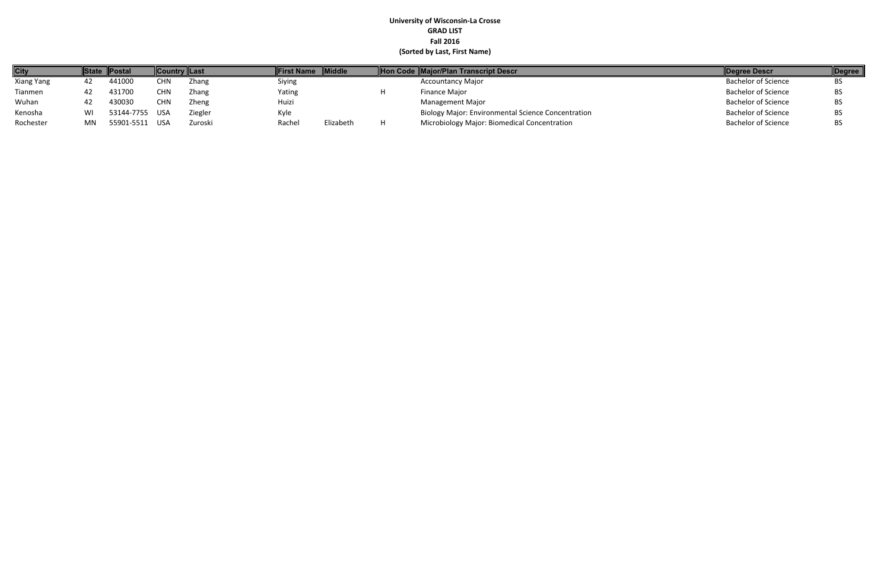**University of Wisconsin-La Crosse**
**GRAD LIST**
**Fall 2016**
**(Sorted by Last, First Name)**

| City | State | Postal | Country | Last | First Name | Middle | Hon Code | Major/Plan Transcript Descr | Degree Descr | Degree |
|---|---|---|---|---|---|---|---|---|---|---|
| Xiang Yang | 42 | 441000 | CHN | Zhang | Siying | | | Accountancy Major | Bachelor of Science | BS |
| Tianmen | 42 | 431700 | CHN | Zhang | Yating | | H | Finance Major | Bachelor of Science | BS |
| Wuhan | 42 | 430030 | CHN | Zheng | Huizi | | | Management Major | Bachelor of Science | BS |
| Kenosha | WI | 53144-7755 | USA | Ziegler | Kyle | | | Biology Major: Environmental Science Concentration | Bachelor of Science | BS |
| Rochester | MN | 55901-5511 | USA | Zuroski | Rachel | Elizabeth | H | Microbiology Major: Biomedical Concentration | Bachelor of Science | BS |